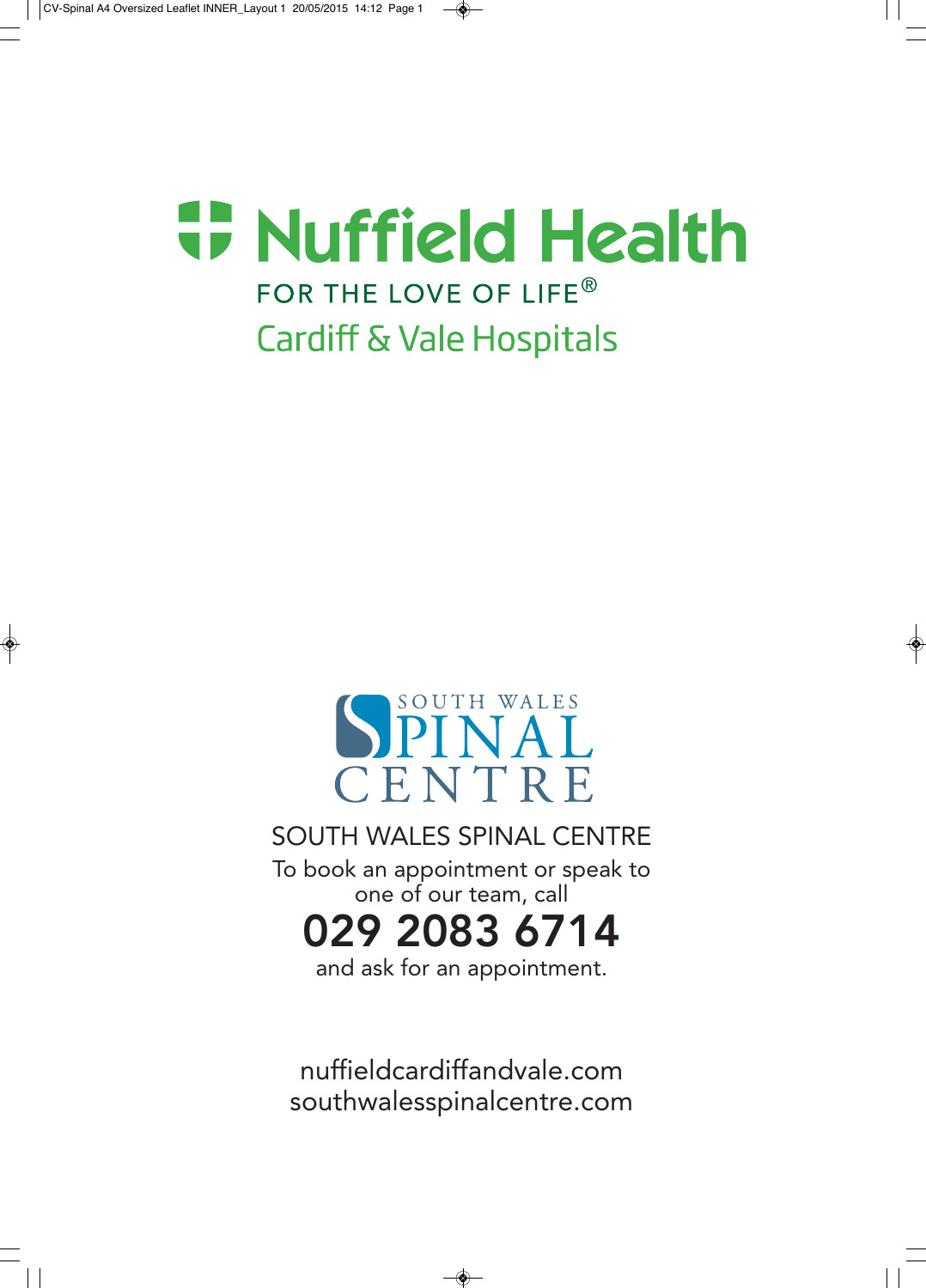# Nuffield Health

FOR THE LOVE OF LIFE®

Cardiff & Vale Hospitals

SOUTH WALES SPINAL CENTRE

SOUTH WALES SPINAL CENTRE

To book an appointment or speak to one of our team, call

**029 2083 6714**

and ask for an appointment.

nuffieldcardiffandvale.com
southwalesspinalcentre.com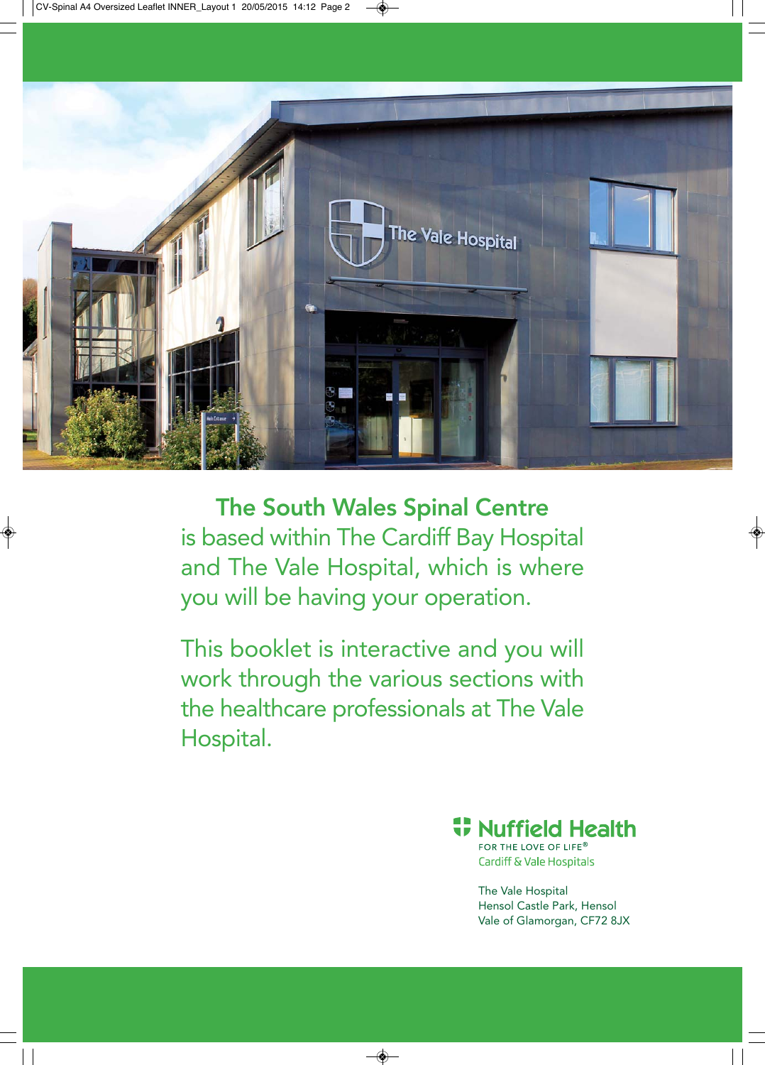**The South Wales Spinal Centre** is based within The Cardiff Bay Hospital and The Vale Hospital, which is where you will be having your operation.

This booklet is interactive and you will work through the various sections with the healthcare professionals at The Vale Hospital.

Nuffield Health
FOR THE LOVE OF LIFE®
Cardiff & Vale Hospitals

The Vale Hospital
Hensol Castle Park, Hensol
Vale of Glamorgan, CF72 8JX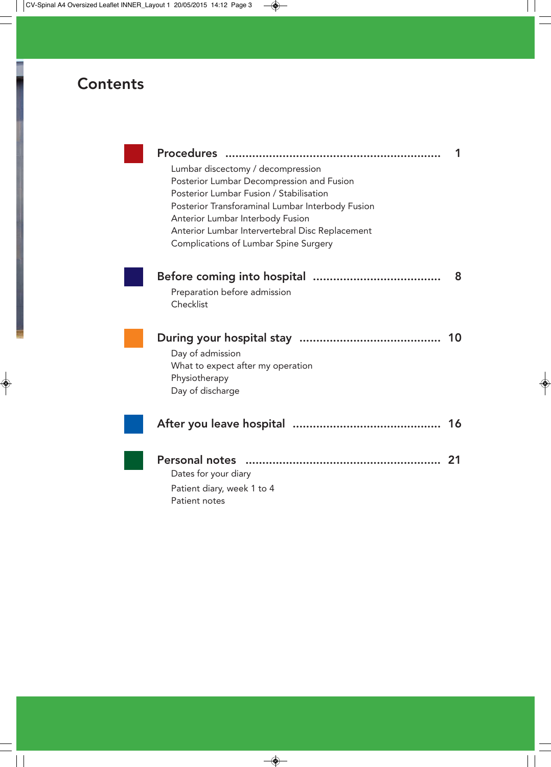# Contents

**Procedures** ............................................................... 1

- Lumbar discectomy / decompression
- Posterior Lumbar Decompression and Fusion
- Posterior Lumbar Fusion / Stabilisation
- Posterior Transforaminal Lumbar Interbody Fusion
- Anterior Lumbar Interbody Fusion
- Anterior Lumbar Intervertebral Disc Replacement
- Complications of Lumbar Spine Surgery

**Before coming into hospital** ...................................... 8

- Preparation before admission
- Checklist

**During your hospital stay** .......................................... 10

- Day of admission
- What to expect after my operation
- Physiotherapy
- Day of discharge

**After you leave hospital** ............................................ 16

**Personal notes** ........................................................ 21

- Dates for your diary
- Patient diary, week 1 to 4
- Patient notes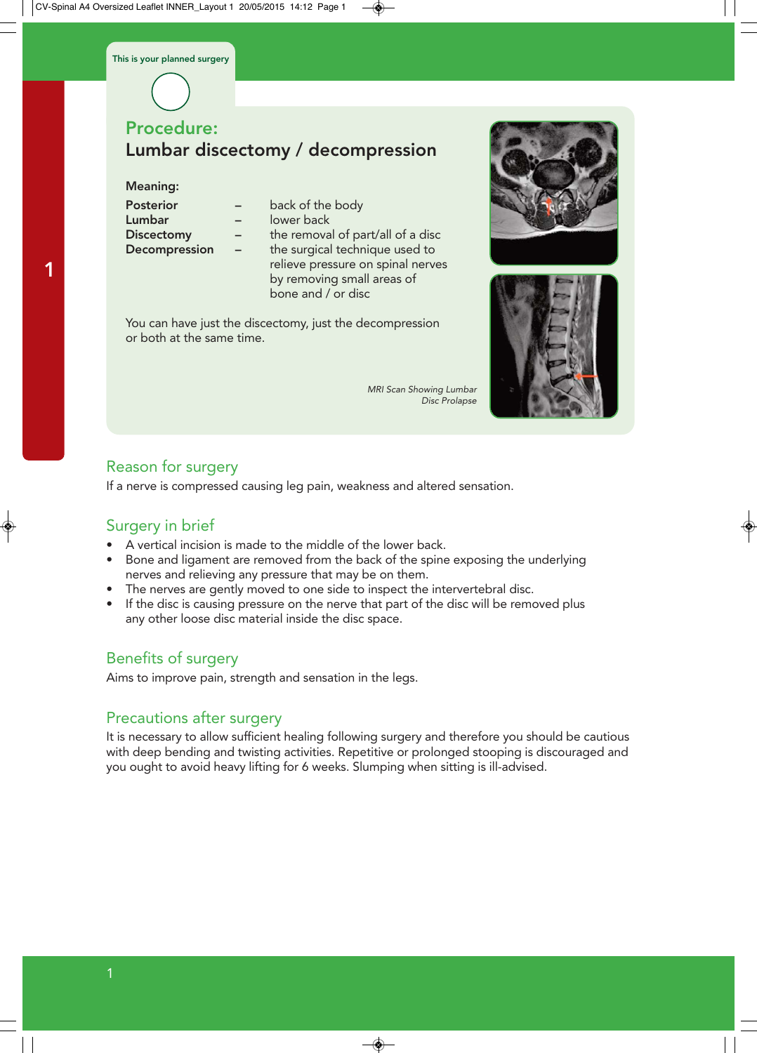This is your planned surgery

## Procedure:
## Lumbar discectomy / decompression

**Meaning:**

| | | |
|---|---|---|
| **Posterior** | – | back of the body |
| **Lumbar** | – | lower back |
| **Discectomy** | – | the removal of part/all of a disc |
| **Decompression** | – | the surgical technique used to relieve pressure on spinal nerves by removing small areas of bone and / or disc |

You can have just the discectomy, just the decompression or both at the same time.

*MRI Scan Showing Lumbar Disc Prolapse*

## Reason for surgery

If a nerve is compressed causing leg pain, weakness and altered sensation.

## Surgery in brief

- A vertical incision is made to the middle of the lower back.
- Bone and ligament are removed from the back of the spine exposing the underlying nerves and relieving any pressure that may be on them.
- The nerves are gently moved to one side to inspect the intervertebral disc.
- If the disc is causing pressure on the nerve that part of the disc will be removed plus any other loose disc material inside the disc space.

## Benefits of surgery

Aims to improve pain, strength and sensation in the legs.

## Precautions after surgery

It is necessary to allow sufficient healing following surgery and therefore you should be cautious with deep bending and twisting activities. Repetitive or prolonged stooping is discouraged and you ought to avoid heavy lifting for 6 weeks. Slumping when sitting is ill-advised.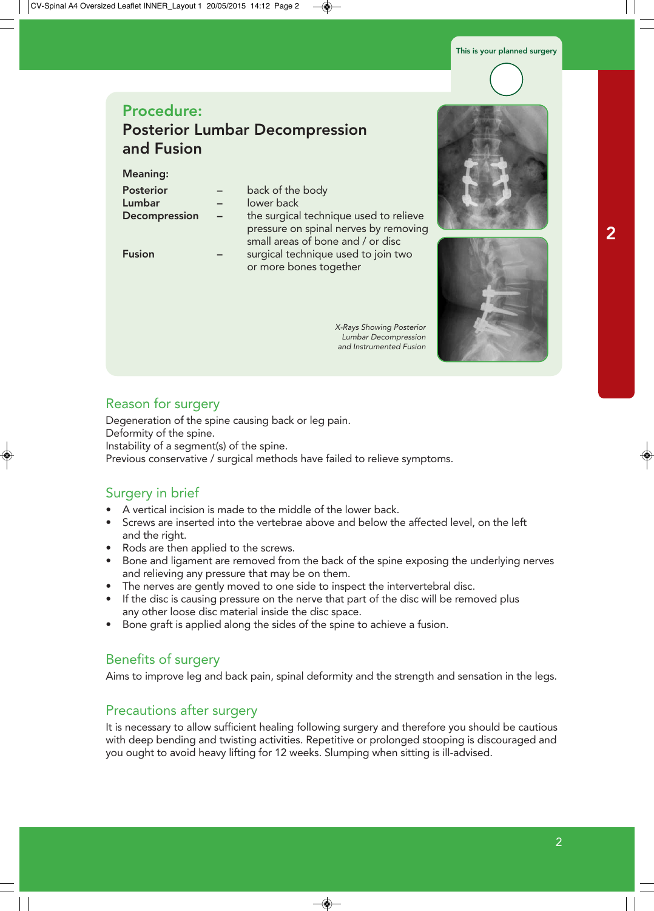This is your planned surgery

# Procedure:
## Posterior Lumbar Decompression and Fusion

**Meaning:**

| | | |
|---|---|---|
| **Posterior** | – | back of the body |
| **Lumbar** | – | lower back |
| **Decompression** | – | the surgical technique used to relieve pressure on spinal nerves by removing small areas of bone and / or disc |
| **Fusion** | – | surgical technique used to join two or more bones together |

*X-Rays Showing Posterior Lumbar Decompression and Instrumented Fusion*

## Reason for surgery

Degeneration of the spine causing back or leg pain.
Deformity of the spine.
Instability of a segment(s) of the spine.
Previous conservative / surgical methods have failed to relieve symptoms.

## Surgery in brief

- A vertical incision is made to the middle of the lower back.
- Screws are inserted into the vertebrae above and below the affected level, on the left and the right.
- Rods are then applied to the screws.
- Bone and ligament are removed from the back of the spine exposing the underlying nerves and relieving any pressure that may be on them.
- The nerves are gently moved to one side to inspect the intervertebral disc.
- If the disc is causing pressure on the nerve that part of the disc will be removed plus any other loose disc material inside the disc space.
- Bone graft is applied along the sides of the spine to achieve a fusion.

## Benefits of surgery

Aims to improve leg and back pain, spinal deformity and the strength and sensation in the legs.

## Precautions after surgery

It is necessary to allow sufficient healing following surgery and therefore you should be cautious with deep bending and twisting activities. Repetitive or prolonged stooping is discouraged and you ought to avoid heavy lifting for 12 weeks. Slumping when sitting is ill-advised.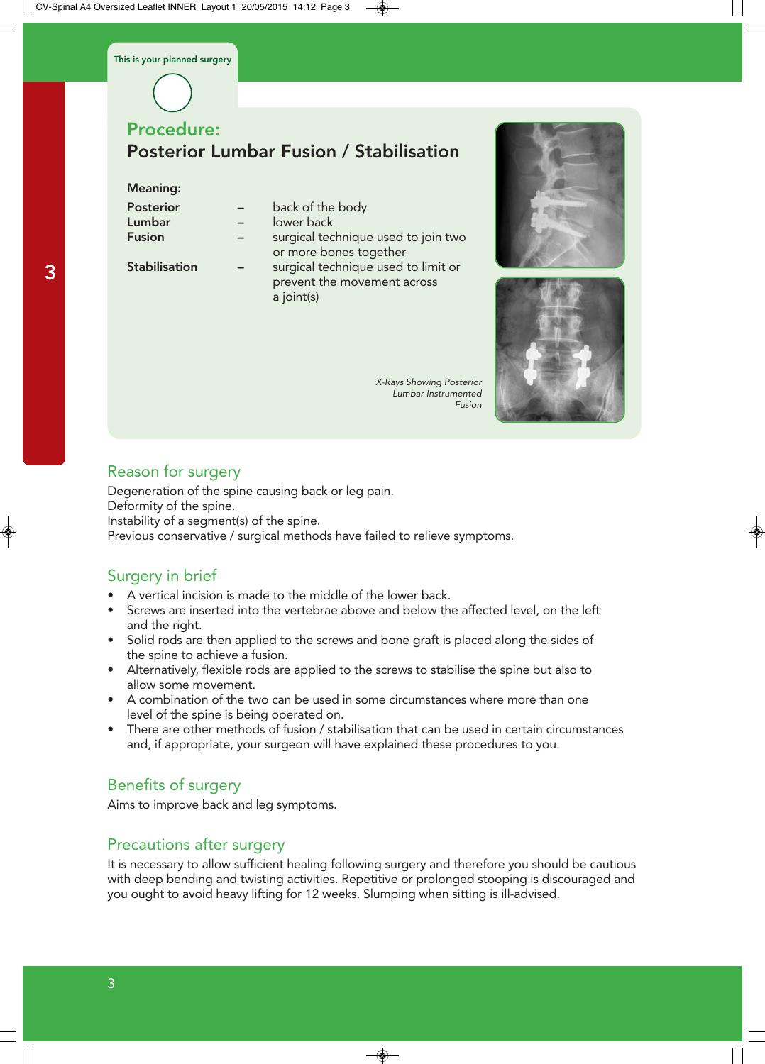This is your planned surgery

## Procedure:
## Posterior Lumbar Fusion / Stabilisation

**Meaning:**

| | | |
|---|---|---|
| **Posterior** | – | back of the body |
| **Lumbar** | – | lower back |
| **Fusion** | – | surgical technique used to join two or more bones together |
| **Stabilisation** | – | surgical technique used to limit or prevent the movement across a joint(s) |

*X-Rays Showing Posterior Lumbar Instrumented Fusion*

## Reason for surgery

Degeneration of the spine causing back or leg pain.
Deformity of the spine.
Instability of a segment(s) of the spine.
Previous conservative / surgical methods have failed to relieve symptoms.

## Surgery in brief

- A vertical incision is made to the middle of the lower back.
- Screws are inserted into the vertebrae above and below the affected level, on the left and the right.
- Solid rods are then applied to the screws and bone graft is placed along the sides of the spine to achieve a fusion.
- Alternatively, flexible rods are applied to the screws to stabilise the spine but also to allow some movement.
- A combination of the two can be used in some circumstances where more than one level of the spine is being operated on.
- There are other methods of fusion / stabilisation that can be used in certain circumstances and, if appropriate, your surgeon will have explained these procedures to you.

## Benefits of surgery

Aims to improve back and leg symptoms.

## Precautions after surgery

It is necessary to allow sufficient healing following surgery and therefore you should be cautious with deep bending and twisting activities. Repetitive or prolonged stooping is discouraged and you ought to avoid heavy lifting for 12 weeks. Slumping when sitting is ill-advised.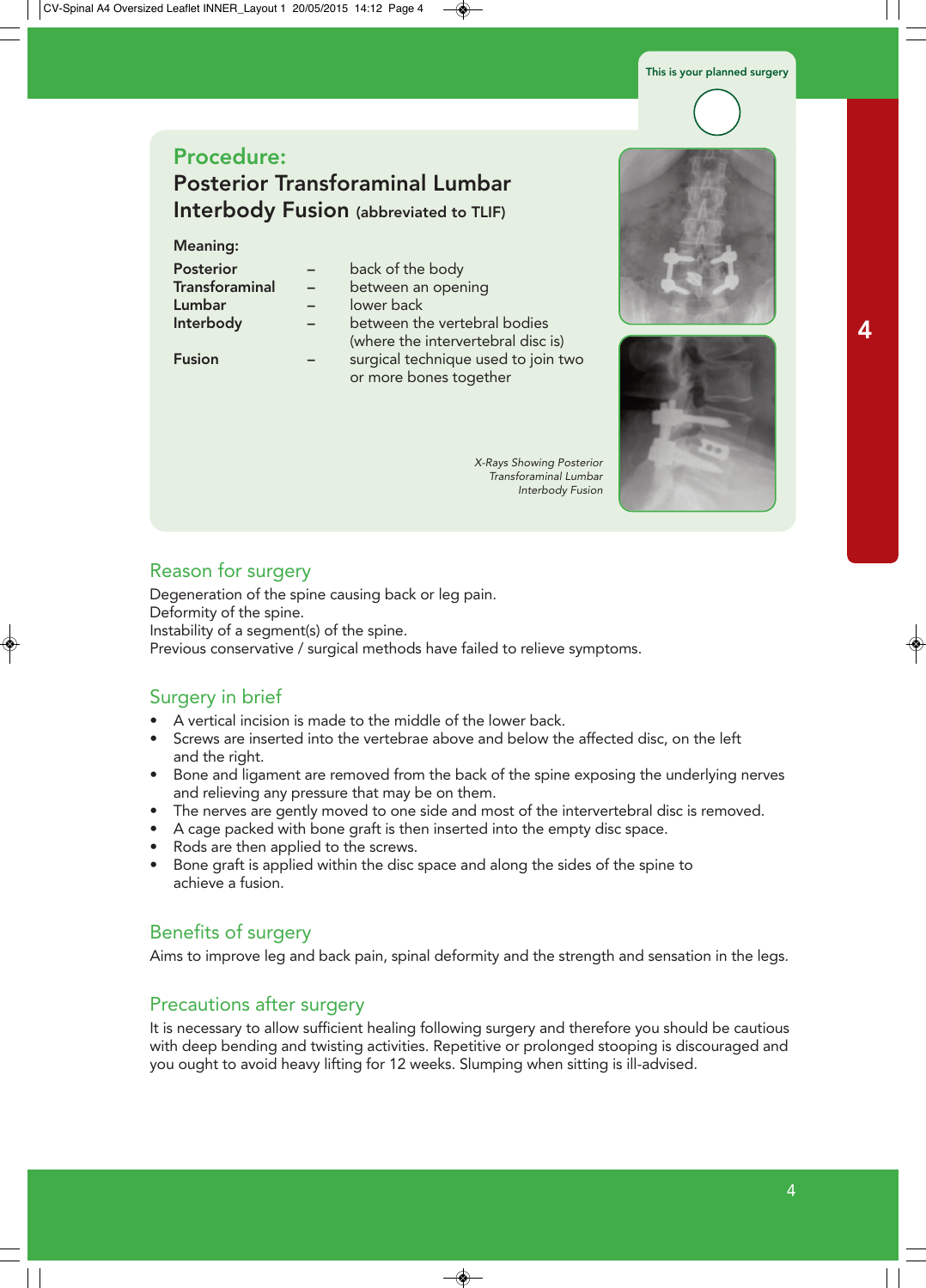This is your planned surgery

## Procedure:

## Posterior Transforaminal Lumbar Interbody Fusion (abbreviated to TLIF)

**Meaning:**

| | | |
|---|---|---|
| **Posterior** | – | back of the body |
| **Transforaminal** | – | between an opening |
| **Lumbar** | – | lower back |
| **Interbody** | – | between the vertebral bodies (where the intervertebral disc is) |
| **Fusion** | – | surgical technique used to join two or more bones together |

*X-Rays Showing Posterior Transforaminal Lumbar Interbody Fusion*

### Reason for surgery

Degeneration of the spine causing back or leg pain.
Deformity of the spine.
Instability of a segment(s) of the spine.
Previous conservative / surgical methods have failed to relieve symptoms.

### Surgery in brief

- A vertical incision is made to the middle of the lower back.
- Screws are inserted into the vertebrae above and below the affected disc, on the left and the right.
- Bone and ligament are removed from the back of the spine exposing the underlying nerves and relieving any pressure that may be on them.
- The nerves are gently moved to one side and most of the intervertebral disc is removed.
- A cage packed with bone graft is then inserted into the empty disc space.
- Rods are then applied to the screws.
- Bone graft is applied within the disc space and along the sides of the spine to achieve a fusion.

### Benefits of surgery

Aims to improve leg and back pain, spinal deformity and the strength and sensation in the legs.

### Precautions after surgery

It is necessary to allow sufficient healing following surgery and therefore you should be cautious with deep bending and twisting activities. Repetitive or prolonged stooping is discouraged and you ought to avoid heavy lifting for 12 weeks. Slumping when sitting is ill-advised.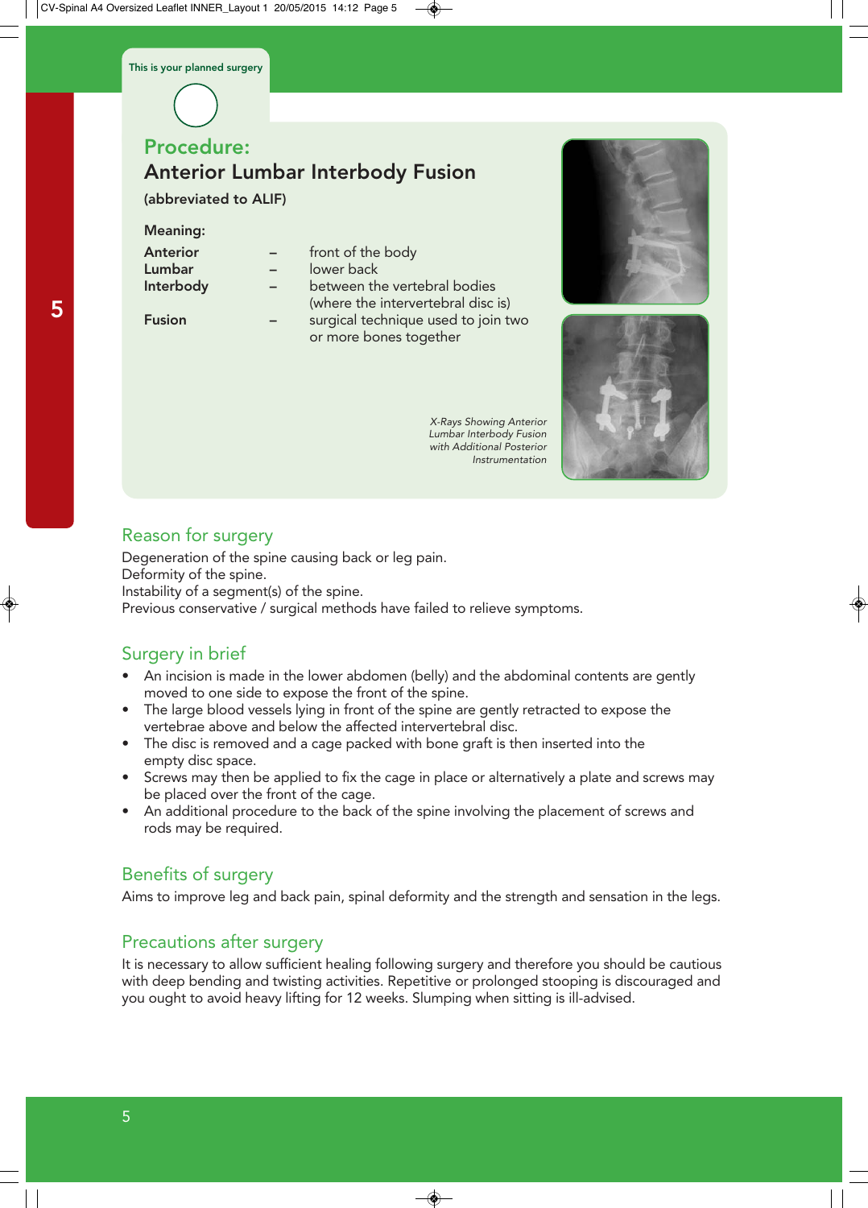This is your planned surgery

## Procedure:

## Anterior Lumbar Interbody Fusion

**(abbreviated to ALIF)**

**Meaning:**

| | | |
|---|---|---|
| **Anterior** | – | front of the body |
| **Lumbar** | – | lower back |
| **Interbody** | – | between the vertebral bodies (where the intervertebral disc is) |
| **Fusion** | – | surgical technique used to join two or more bones together |

*X-Rays Showing Anterior Lumbar Interbody Fusion with Additional Posterior Instrumentation*

### Reason for surgery

Degeneration of the spine causing back or leg pain.
Deformity of the spine.
Instability of a segment(s) of the spine.
Previous conservative / surgical methods have failed to relieve symptoms.

### Surgery in brief

- An incision is made in the lower abdomen (belly) and the abdominal contents are gently moved to one side to expose the front of the spine.
- The large blood vessels lying in front of the spine are gently retracted to expose the vertebrae above and below the affected intervertebral disc.
- The disc is removed and a cage packed with bone graft is then inserted into the empty disc space.
- Screws may then be applied to fix the cage in place or alternatively a plate and screws may be placed over the front of the cage.
- An additional procedure to the back of the spine involving the placement of screws and rods may be required.

### Benefits of surgery

Aims to improve leg and back pain, spinal deformity and the strength and sensation in the legs.

### Precautions after surgery

It is necessary to allow sufficient healing following surgery and therefore you should be cautious with deep bending and twisting activities. Repetitive or prolonged stooping is discouraged and you ought to avoid heavy lifting for 12 weeks. Slumping when sitting is ill-advised.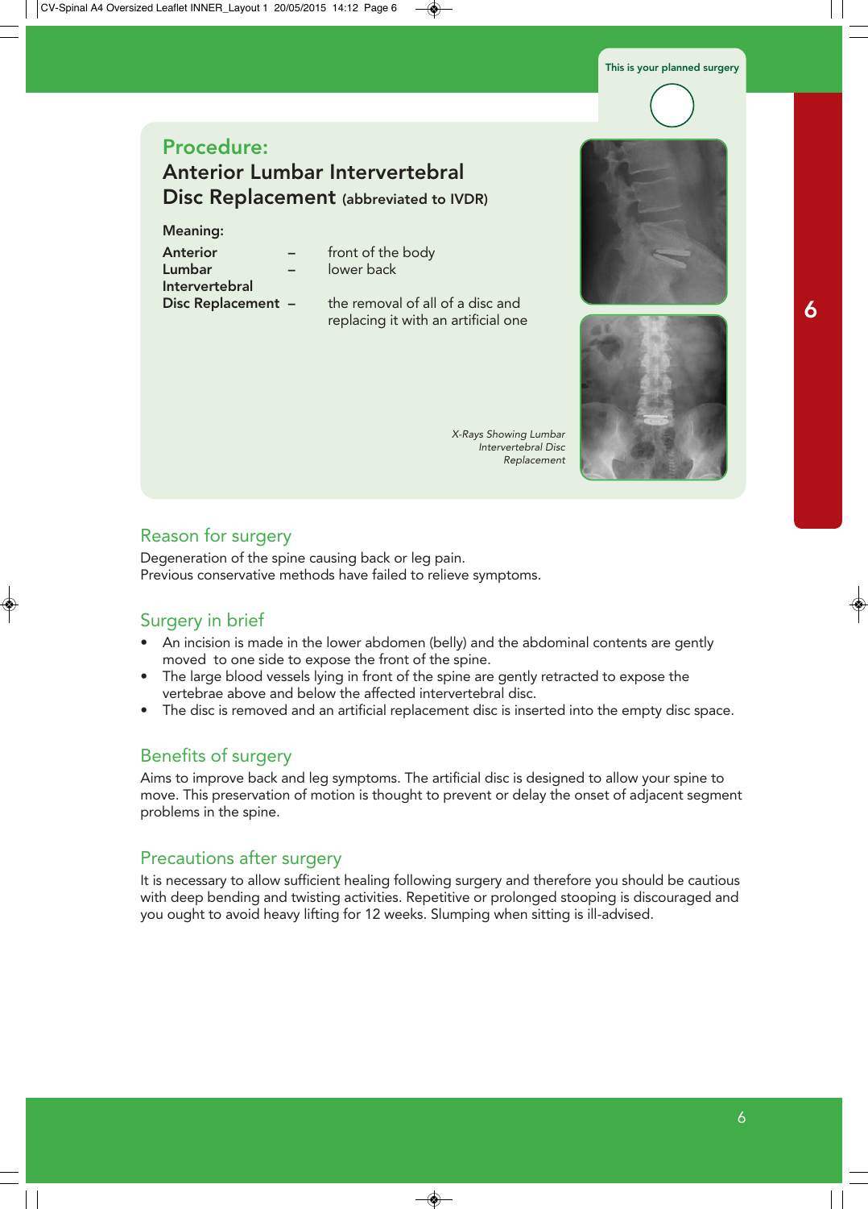This is your planned surgery

## Procedure:

## Anterior Lumbar Intervertebral Disc Replacement (abbreviated to IVDR)

**Meaning:**

**Anterior** – front of the body
**Lumbar** – lower back
**Intervertebral**
**Disc Replacement** – the removal of all of a disc and replacing it with an artificial one

*X-Rays Showing Lumbar Intervertebral Disc Replacement*

### Reason for surgery

Degeneration of the spine causing back or leg pain.
Previous conservative methods have failed to relieve symptoms.

### Surgery in brief

- An incision is made in the lower abdomen (belly) and the abdominal contents are gently moved to one side to expose the front of the spine.
- The large blood vessels lying in front of the spine are gently retracted to expose the vertebrae above and below the affected intervertebral disc.
- The disc is removed and an artificial replacement disc is inserted into the empty disc space.

### Benefits of surgery

Aims to improve back and leg symptoms. The artificial disc is designed to allow your spine to move. This preservation of motion is thought to prevent or delay the onset of adjacent segment problems in the spine.

### Precautions after surgery

It is necessary to allow sufficient healing following surgery and therefore you should be cautious with deep bending and twisting activities. Repetitive or prolonged stooping is discouraged and you ought to avoid heavy lifting for 12 weeks. Slumping when sitting is ill-advised.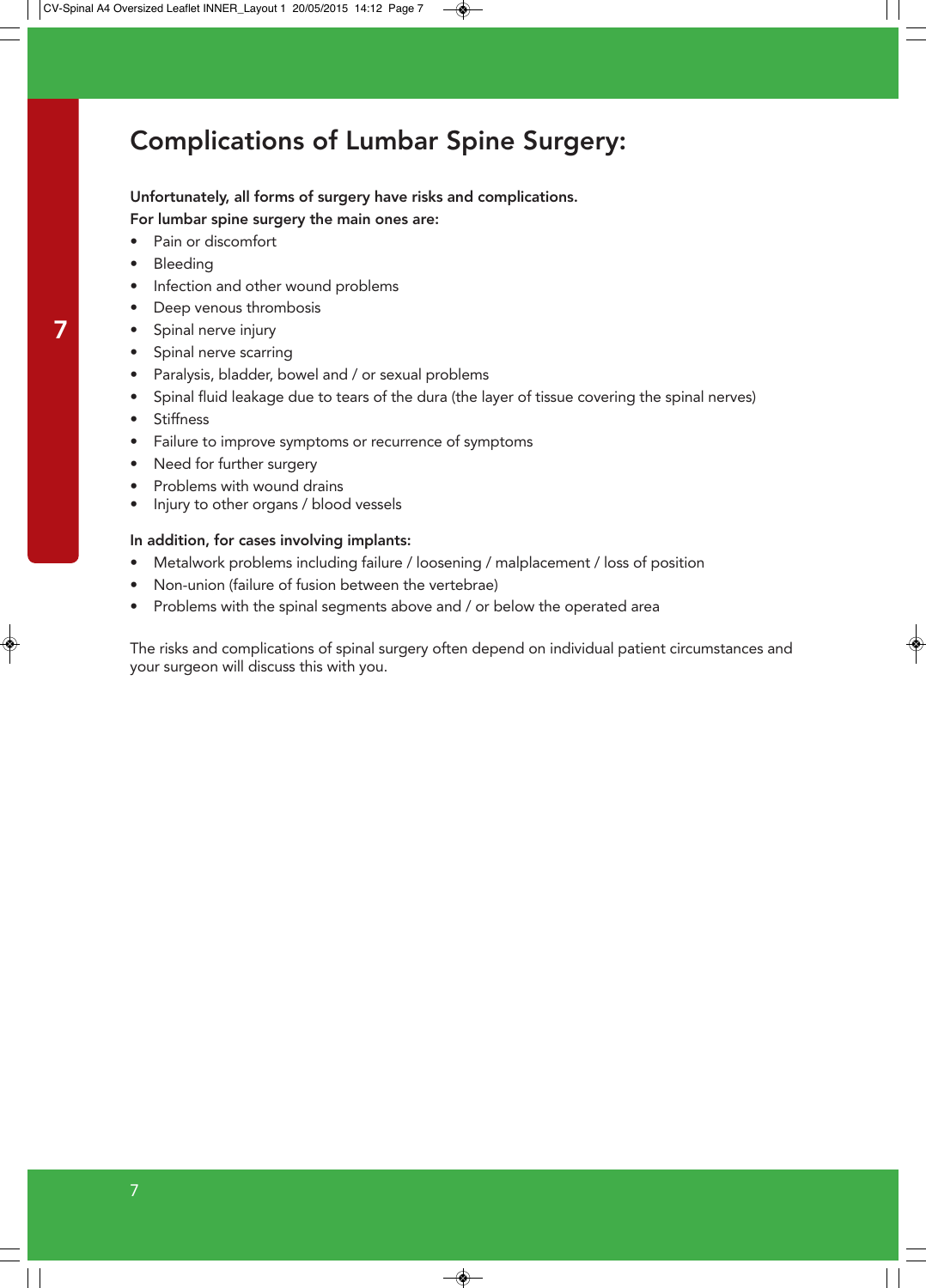# Complications of Lumbar Spine Surgery:

**Unfortunately, all forms of surgery have risks and complications.**
**For lumbar spine surgery the main ones are:**

- Pain or discomfort
- Bleeding
- Infection and other wound problems
- Deep venous thrombosis
- Spinal nerve injury
- Spinal nerve scarring
- Paralysis, bladder, bowel and / or sexual problems
- Spinal fluid leakage due to tears of the dura (the layer of tissue covering the spinal nerves)
- Stiffness
- Failure to improve symptoms or recurrence of symptoms
- Need for further surgery
- Problems with wound drains
- Injury to other organs / blood vessels

**In addition, for cases involving implants:**

- Metalwork problems including failure / loosening / malplacement / loss of position
- Non-union (failure of fusion between the vertebrae)
- Problems with the spinal segments above and / or below the operated area

The risks and complications of spinal surgery often depend on individual patient circumstances and your surgeon will discuss this with you.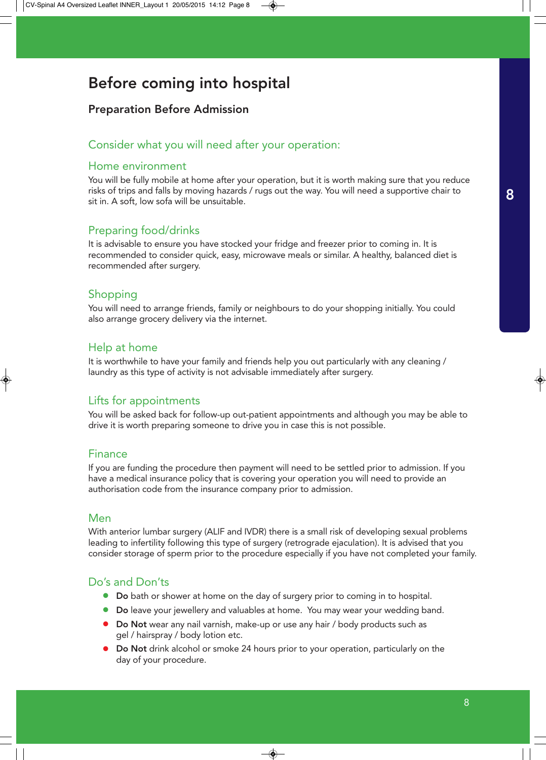# Before coming into hospital

## Preparation Before Admission

### Consider what you will need after your operation:

#### Home environment

You will be fully mobile at home after your operation, but it is worth making sure that you reduce risks of trips and falls by moving hazards / rugs out the way. You will need a supportive chair to sit in. A soft, low sofa will be unsuitable.

#### Preparing food/drinks

It is advisable to ensure you have stocked your fridge and freezer prior to coming in. It is recommended to consider quick, easy, microwave meals or similar. A healthy, balanced diet is recommended after surgery.

#### Shopping

You will need to arrange friends, family or neighbours to do your shopping initially. You could also arrange grocery delivery via the internet.

#### Help at home

It is worthwhile to have your family and friends help you out particularly with any cleaning / laundry as this type of activity is not advisable immediately after surgery.

#### Lifts for appointments

You will be asked back for follow-up out-patient appointments and although you may be able to drive it is worth preparing someone to drive you in case this is not possible.

#### Finance

If you are funding the procedure then payment will need to be settled prior to admission. If you have a medical insurance policy that is covering your operation you will need to provide an authorisation code from the insurance company prior to admission.

#### Men

With anterior lumbar surgery (ALIF and IVDR) there is a small risk of developing sexual problems leading to infertility following this type of surgery (retrograde ejaculation). It is advised that you consider storage of sperm prior to the procedure especially if you have not completed your family.

#### Do's and Don'ts

- **Do** bath or shower at home on the day of surgery prior to coming in to hospital.
- **Do** leave your jewellery and valuables at home. You may wear your wedding band.
- **Do Not** wear any nail varnish, make-up or use any hair / body products such as gel / hairspray / body lotion etc.
- **Do Not** drink alcohol or smoke 24 hours prior to your operation, particularly on the day of your procedure.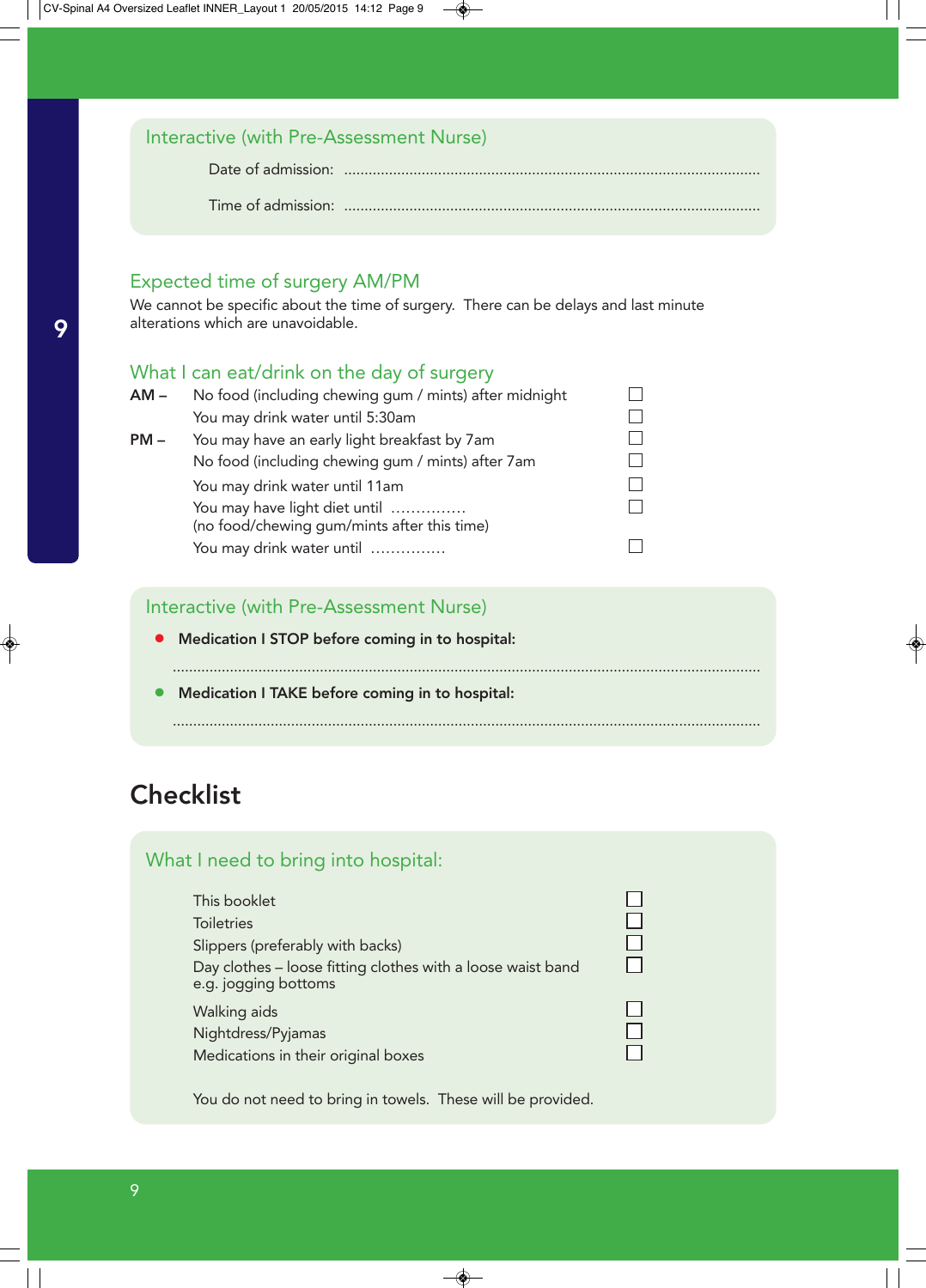### Interactive (with Pre-Assessment Nurse)

Date of admission: ....................................................................................................

Time of admission: ....................................................................................................

### Expected time of surgery AM/PM

We cannot be specific about the time of surgery. There can be delays and last minute alterations which are unavoidable.

### What I can eat/drink on the day of surgery

**AM –** No food (including chewing gum / mints) after midnight ☐

You may drink water until 5:30am ☐

**PM –** You may have an early light breakfast by 7am ☐

No food (including chewing gum / mints) after 7am ☐

You may drink water until 11am ☐

You may have light diet until …………… ☐
(no food/chewing gum/mints after this time)

You may drink water until …………… ☐

### Interactive (with Pre-Assessment Nurse)

- **Medication I STOP before coming in to hospital:**

  ............................................................................................................................................

- **Medication I TAKE before coming in to hospital:**

  ............................................................................................................................................

# Checklist

### What I need to bring into hospital:

This booklet ☐
Toiletries ☐
Slippers (preferably with backs) ☐
Day clothes – loose fitting clothes with a loose waist band e.g. jogging bottoms ☐
Walking aids ☐
Nightdress/Pyjamas ☐
Medications in their original boxes ☐

You do not need to bring in towels. These will be provided.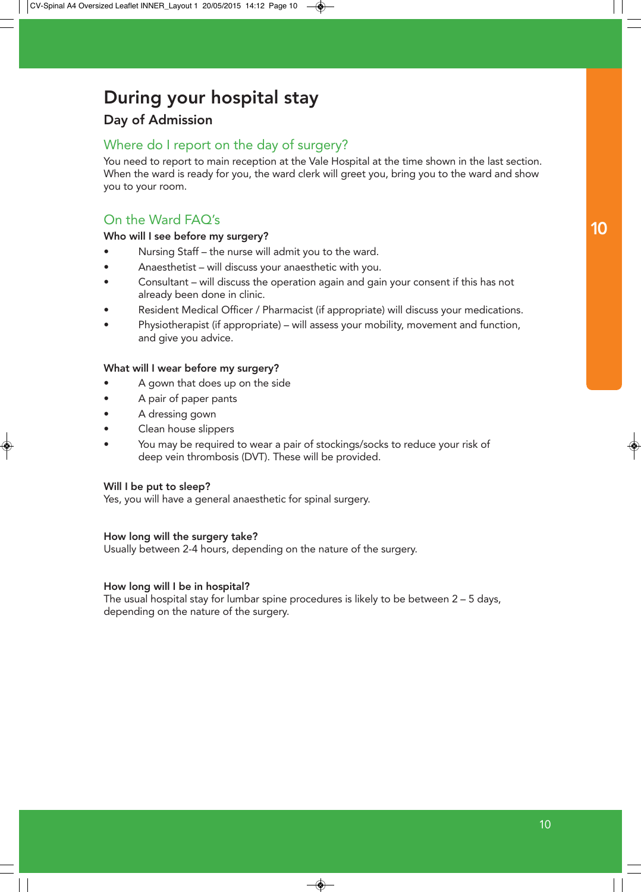# During your hospital stay

## Day of Admission

### Where do I report on the day of surgery?

You need to report to main reception at the Vale Hospital at the time shown in the last section. When the ward is ready for you, the ward clerk will greet you, bring you to the ward and show you to your room.

### On the Ward FAQ's

**Who will I see before my surgery?**

- Nursing Staff – the nurse will admit you to the ward.
- Anaesthetist – will discuss your anaesthetic with you.
- Consultant – will discuss the operation again and gain your consent if this has not already been done in clinic.
- Resident Medical Officer / Pharmacist (if appropriate) will discuss your medications.
- Physiotherapist (if appropriate) – will assess your mobility, movement and function, and give you advice.

**What will I wear before my surgery?**

- A gown that does up on the side
- A pair of paper pants
- A dressing gown
- Clean house slippers
- You may be required to wear a pair of stockings/socks to reduce your risk of deep vein thrombosis (DVT). These will be provided.

**Will I be put to sleep?**

Yes, you will have a general anaesthetic for spinal surgery.

**How long will the surgery take?**

Usually between 2-4 hours, depending on the nature of the surgery.

**How long will I be in hospital?**

The usual hospital stay for lumbar spine procedures is likely to be between 2 – 5 days, depending on the nature of the surgery.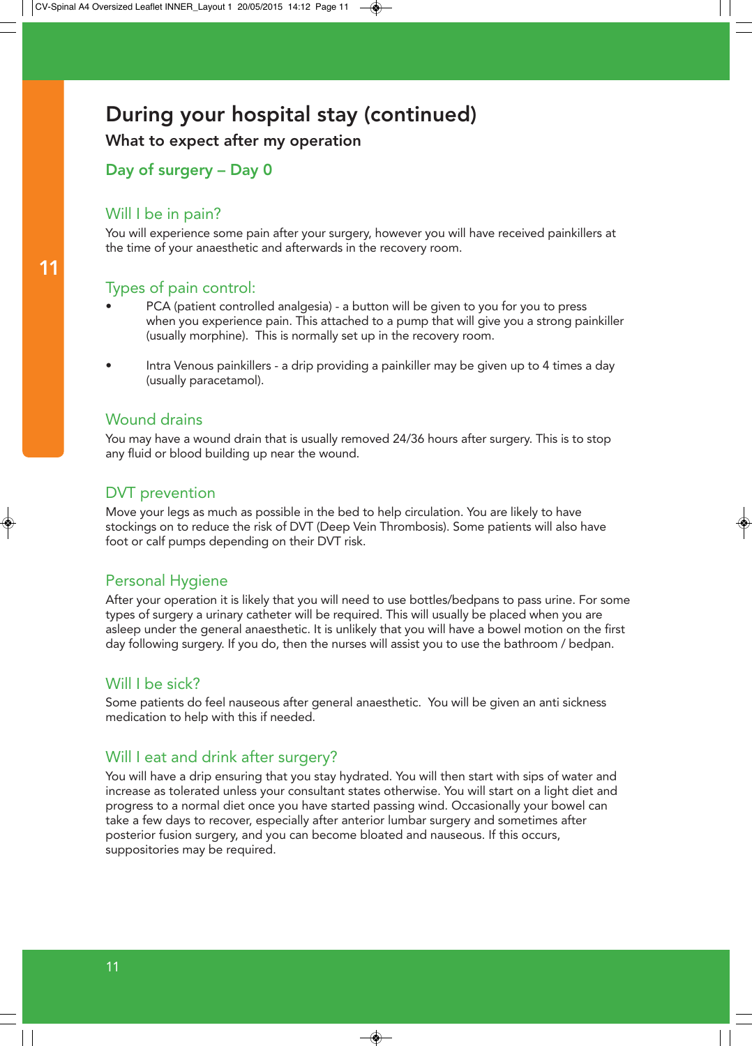# During your hospital stay (continued)

## What to expect after my operation

### Day of surgery – Day 0

### Will I be in pain?

You will experience some pain after your surgery, however you will have received painkillers at the time of your anaesthetic and afterwards in the recovery room.

### Types of pain control:

- PCA (patient controlled analgesia) - a button will be given to you for you to press when you experience pain. This attached to a pump that will give you a strong painkiller (usually morphine). This is normally set up in the recovery room.
- Intra Venous painkillers - a drip providing a painkiller may be given up to 4 times a day (usually paracetamol).

### Wound drains

You may have a wound drain that is usually removed 24/36 hours after surgery. This is to stop any fluid or blood building up near the wound.

### DVT prevention

Move your legs as much as possible in the bed to help circulation. You are likely to have stockings on to reduce the risk of DVT (Deep Vein Thrombosis). Some patients will also have foot or calf pumps depending on their DVT risk.

### Personal Hygiene

After your operation it is likely that you will need to use bottles/bedpans to pass urine. For some types of surgery a urinary catheter will be required. This will usually be placed when you are asleep under the general anaesthetic. It is unlikely that you will have a bowel motion on the first day following surgery. If you do, then the nurses will assist you to use the bathroom / bedpan.

### Will I be sick?

Some patients do feel nauseous after general anaesthetic. You will be given an anti sickness medication to help with this if needed.

### Will I eat and drink after surgery?

You will have a drip ensuring that you stay hydrated. You will then start with sips of water and increase as tolerated unless your consultant states otherwise. You will start on a light diet and progress to a normal diet once you have started passing wind. Occasionally your bowel can take a few days to recover, especially after anterior lumbar surgery and sometimes after posterior fusion surgery, and you can become bloated and nauseous. If this occurs, suppositories may be required.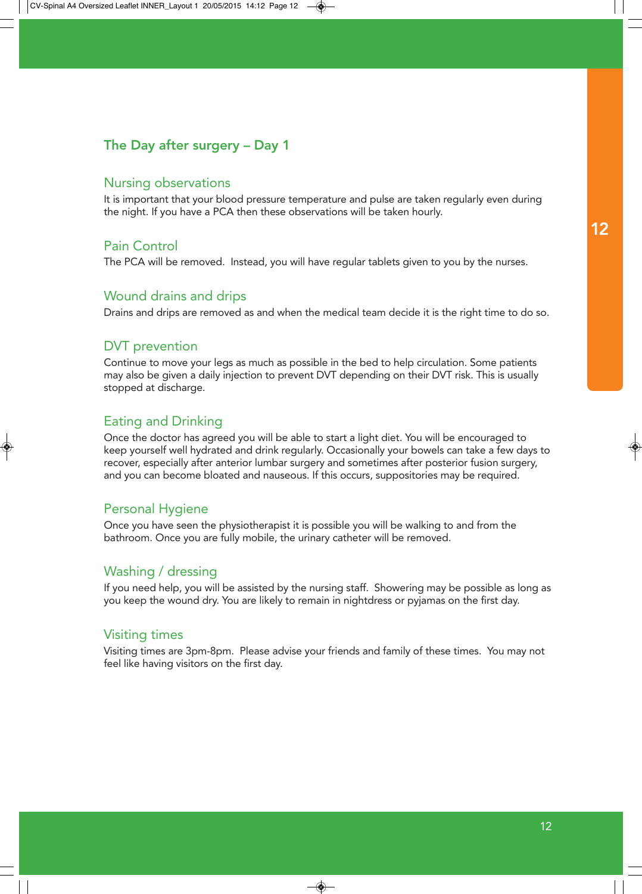## The Day after surgery – Day 1

### Nursing observations

It is important that your blood pressure temperature and pulse are taken regularly even during the night. If you have a PCA then these observations will be taken hourly.

### Pain Control

The PCA will be removed. Instead, you will have regular tablets given to you by the nurses.

### Wound drains and drips

Drains and drips are removed as and when the medical team decide it is the right time to do so.

### DVT prevention

Continue to move your legs as much as possible in the bed to help circulation. Some patients may also be given a daily injection to prevent DVT depending on their DVT risk. This is usually stopped at discharge.

### Eating and Drinking

Once the doctor has agreed you will be able to start a light diet. You will be encouraged to keep yourself well hydrated and drink regularly. Occasionally your bowels can take a few days to recover, especially after anterior lumbar surgery and sometimes after posterior fusion surgery, and you can become bloated and nauseous. If this occurs, suppositories may be required.

### Personal Hygiene

Once you have seen the physiotherapist it is possible you will be walking to and from the bathroom. Once you are fully mobile, the urinary catheter will be removed.

### Washing / dressing

If you need help, you will be assisted by the nursing staff. Showering may be possible as long as you keep the wound dry. You are likely to remain in nightdress or pyjamas on the first day.

### Visiting times

Visiting times are 3pm-8pm. Please advise your friends and family of these times. You may not feel like having visitors on the first day.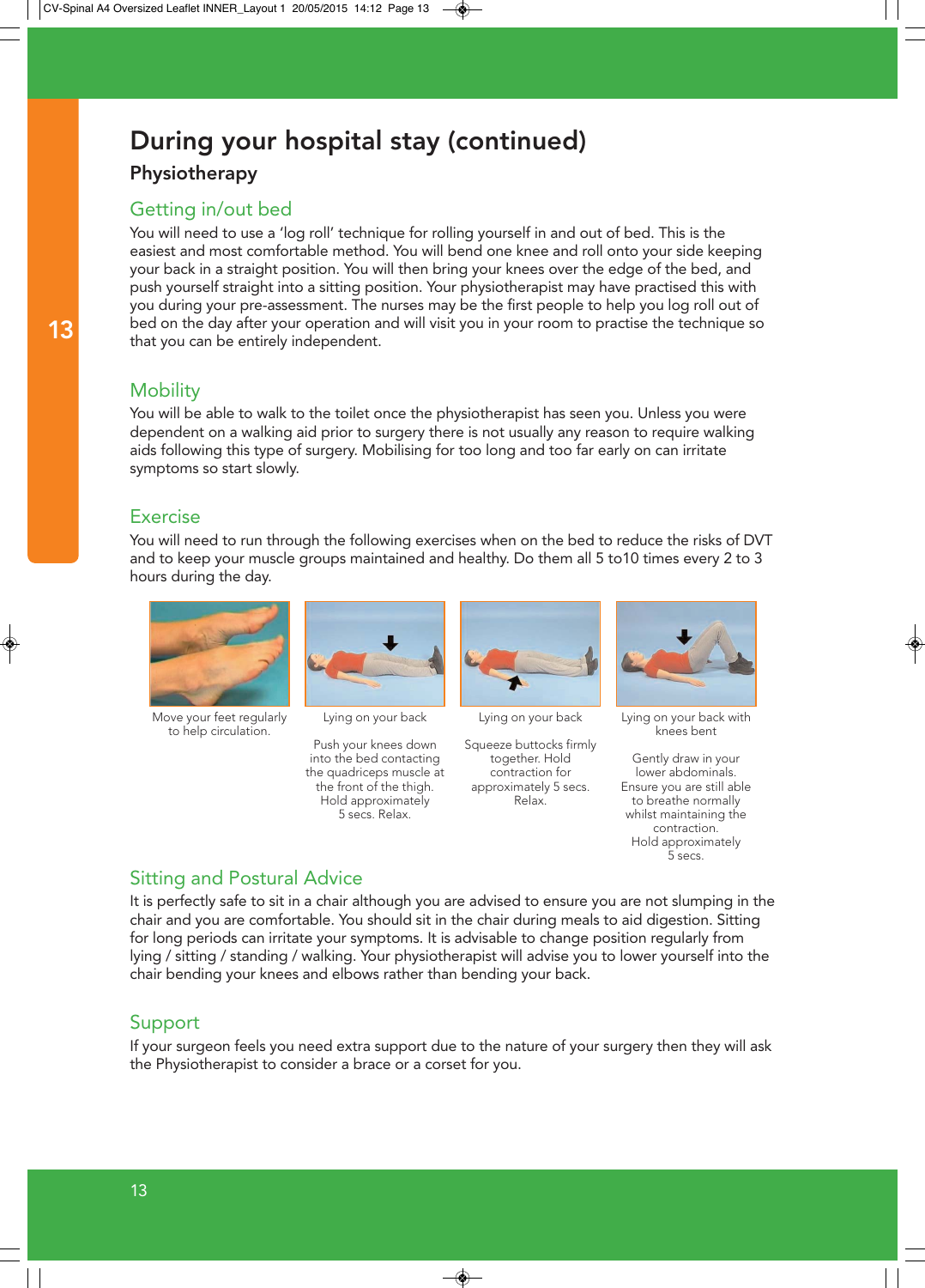# During your hospital stay (continued)

## Physiotherapy

### Getting in/out bed

You will need to use a 'log roll' technique for rolling yourself in and out of bed. This is the easiest and most comfortable method. You will bend one knee and roll onto your side keeping your back in a straight position. You will then bring your knees over the edge of the bed, and push yourself straight into a sitting position. Your physiotherapist may have practised this with you during your pre-assessment. The nurses may be the first people to help you log roll out of bed on the day after your operation and will visit you in your room to practise the technique so that you can be entirely independent.

### Mobility

You will be able to walk to the toilet once the physiotherapist has seen you. Unless you were dependent on a walking aid prior to surgery there is not usually any reason to require walking aids following this type of surgery. Mobilising for too long and too far early on can irritate symptoms so start slowly.

### Exercise

You will need to run through the following exercises when on the bed to reduce the risks of DVT and to keep your muscle groups maintained and healthy. Do them all 5 to10 times every 2 to 3 hours during the day.

Move your feet regularly to help circulation.

Lying on your back

Push your knees down into the bed contacting the quadriceps muscle at the front of the thigh. Hold approximately 5 secs. Relax.

Lying on your back

Squeeze buttocks firmly together. Hold contraction for approximately 5 secs. Relax.

Lying on your back with knees bent

Gently draw in your lower abdominals. Ensure you are still able to breathe normally whilst maintaining the contraction. Hold approximately 5 secs.

### Sitting and Postural Advice

It is perfectly safe to sit in a chair although you are advised to ensure you are not slumping in the chair and you are comfortable. You should sit in the chair during meals to aid digestion. Sitting for long periods can irritate your symptoms. It is advisable to change position regularly from lying / sitting / standing / walking. Your physiotherapist will advise you to lower yourself into the chair bending your knees and elbows rather than bending your back.

### Support

If your surgeon feels you need extra support due to the nature of your surgery then they will ask the Physiotherapist to consider a brace or a corset for you.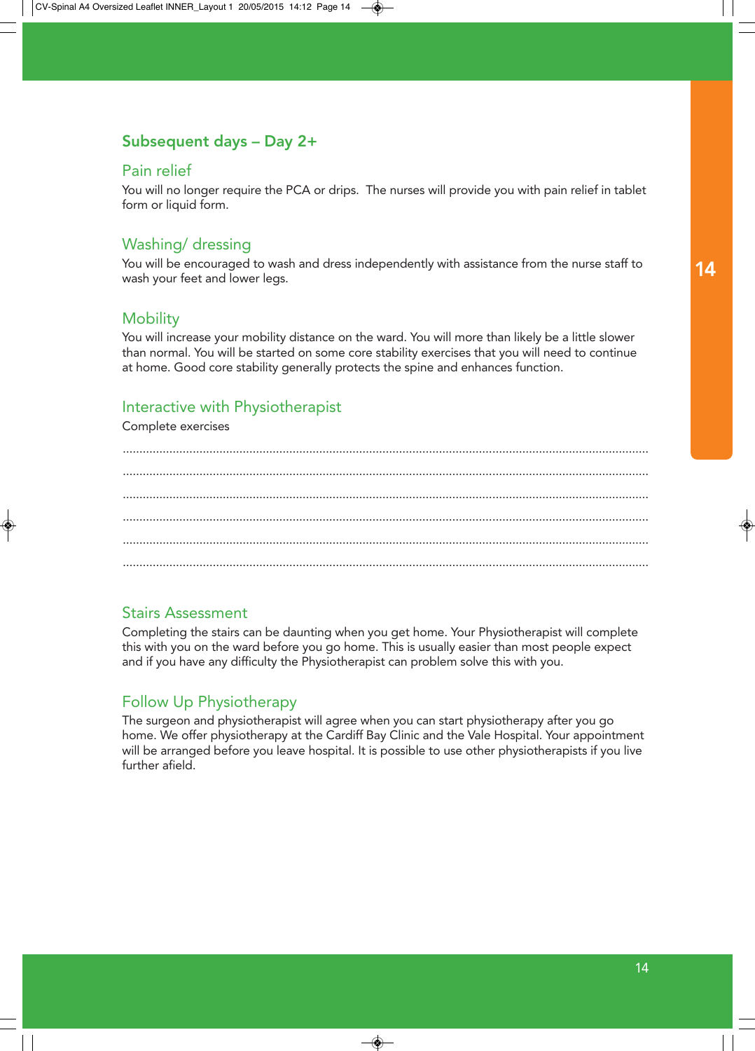## Subsequent days – Day 2+

### Pain relief

You will no longer require the PCA or drips. The nurses will provide you with pain relief in tablet form or liquid form.

### Washing/ dressing

You will be encouraged to wash and dress independently with assistance from the nurse staff to wash your feet and lower legs.

### Mobility

You will increase your mobility distance on the ward. You will more than likely be a little slower than normal. You will be started on some core stability exercises that you will need to continue at home. Good core stability generally protects the spine and enhances function.

### Interactive with Physiotherapist

Complete exercises

...........................................................................................................................................................

...........................................................................................................................................................

...........................................................................................................................................................

...........................................................................................................................................................

...........................................................................................................................................................

...........................................................................................................................................................

### Stairs Assessment

Completing the stairs can be daunting when you get home. Your Physiotherapist will complete this with you on the ward before you go home. This is usually easier than most people expect and if you have any difficulty the Physiotherapist can problem solve this with you.

### Follow Up Physiotherapy

The surgeon and physiotherapist will agree when you can start physiotherapy after you go home. We offer physiotherapy at the Cardiff Bay Clinic and the Vale Hospital. Your appointment will be arranged before you leave hospital. It is possible to use other physiotherapists if you live further afield.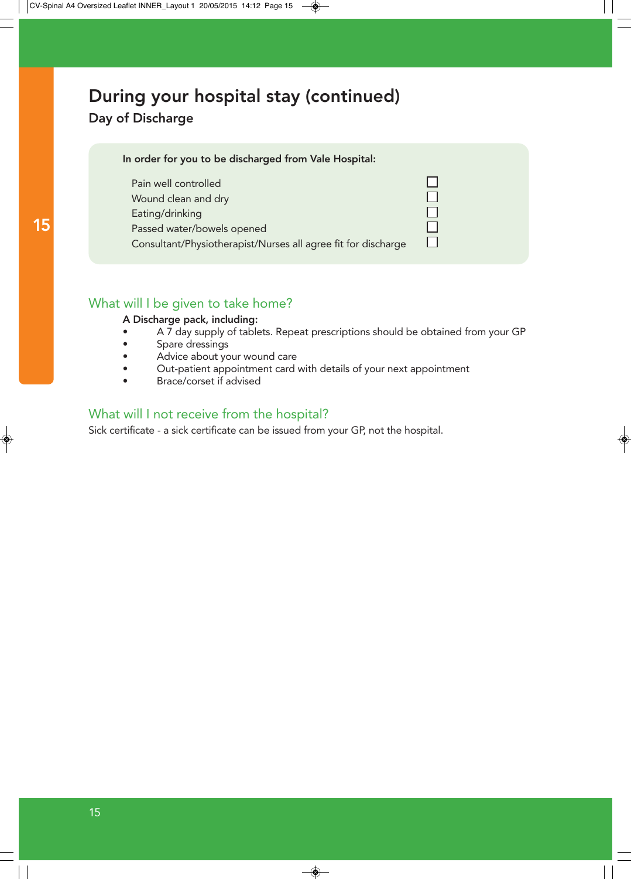# During your hospital stay (continued)

## Day of Discharge

**In order for you to be discharged from Vale Hospital:**

- [ ] Pain well controlled
- [ ] Wound clean and dry
- [ ] Eating/drinking
- [ ] Passed water/bowels opened
- [ ] Consultant/Physiotherapist/Nurses all agree fit for discharge

## What will I be given to take home?

**A Discharge pack, including:**

- A 7 day supply of tablets. Repeat prescriptions should be obtained from your GP
- Spare dressings
- Advice about your wound care
- Out-patient appointment card with details of your next appointment
- Brace/corset if advised

## What will I not receive from the hospital?

Sick certificate - a sick certificate can be issued from your GP, not the hospital.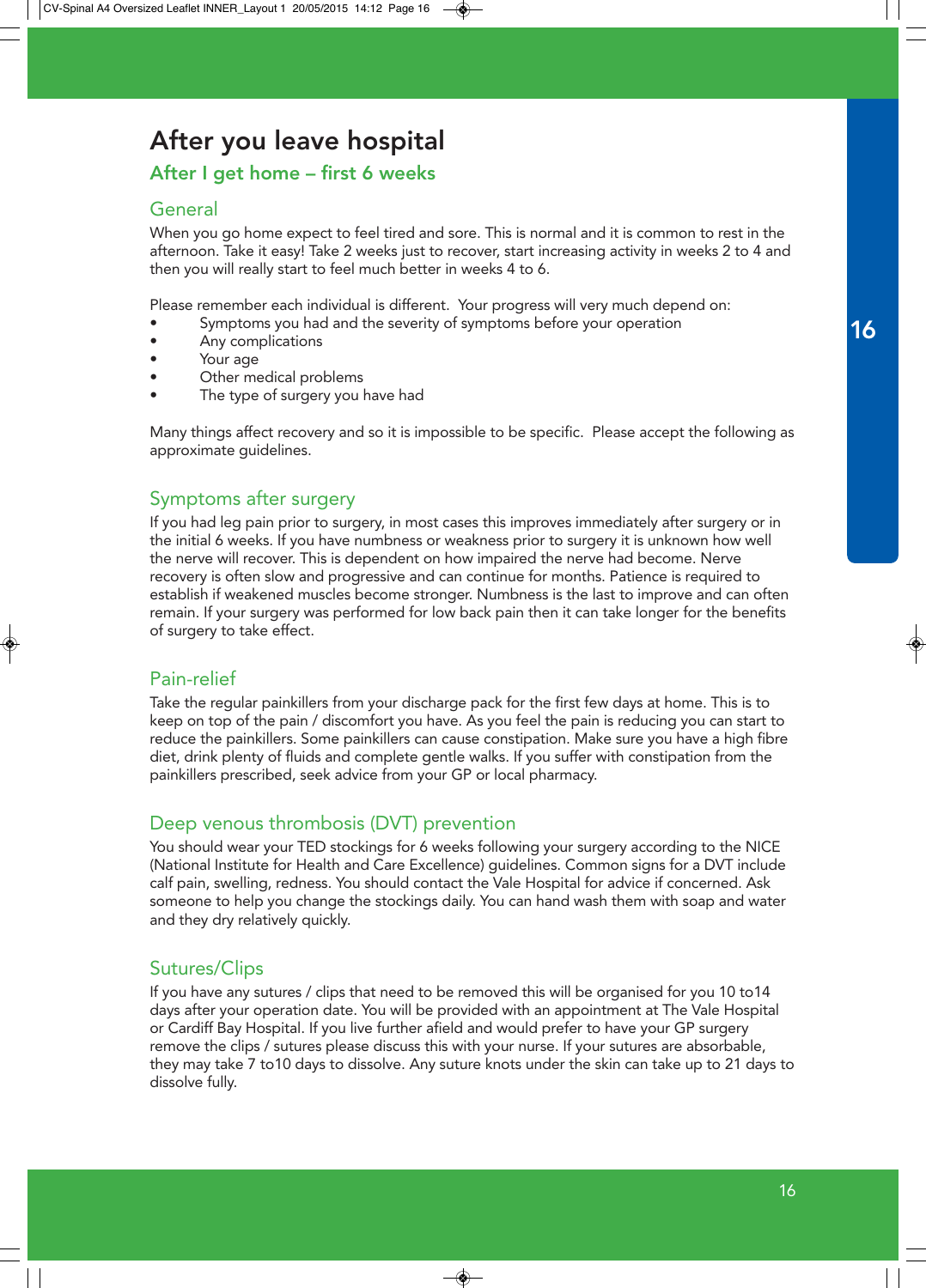# After you leave hospital

## After I get home – first 6 weeks

### General

When you go home expect to feel tired and sore. This is normal and it is common to rest in the afternoon. Take it easy! Take 2 weeks just to recover, start increasing activity in weeks 2 to 4 and then you will really start to feel much better in weeks 4 to 6.

Please remember each individual is different. Your progress will very much depend on:

- Symptoms you had and the severity of symptoms before your operation
- Any complications
- Your age
- Other medical problems
- The type of surgery you have had

Many things affect recovery and so it is impossible to be specific. Please accept the following as approximate guidelines.

### Symptoms after surgery

If you had leg pain prior to surgery, in most cases this improves immediately after surgery or in the initial 6 weeks. If you have numbness or weakness prior to surgery it is unknown how well the nerve will recover. This is dependent on how impaired the nerve had become. Nerve recovery is often slow and progressive and can continue for months. Patience is required to establish if weakened muscles become stronger. Numbness is the last to improve and can often remain. If your surgery was performed for low back pain then it can take longer for the benefits of surgery to take effect.

### Pain-relief

Take the regular painkillers from your discharge pack for the first few days at home. This is to keep on top of the pain / discomfort you have. As you feel the pain is reducing you can start to reduce the painkillers. Some painkillers can cause constipation. Make sure you have a high fibre diet, drink plenty of fluids and complete gentle walks. If you suffer with constipation from the painkillers prescribed, seek advice from your GP or local pharmacy.

### Deep venous thrombosis (DVT) prevention

You should wear your TED stockings for 6 weeks following your surgery according to the NICE (National Institute for Health and Care Excellence) guidelines. Common signs for a DVT include calf pain, swelling, redness. You should contact the Vale Hospital for advice if concerned. Ask someone to help you change the stockings daily. You can hand wash them with soap and water and they dry relatively quickly.

### Sutures/Clips

If you have any sutures / clips that need to be removed this will be organised for you 10 to14 days after your operation date. You will be provided with an appointment at The Vale Hospital or Cardiff Bay Hospital. If you live further afield and would prefer to have your GP surgery remove the clips / sutures please discuss this with your nurse. If your sutures are absorbable, they may take 7 to10 days to dissolve. Any suture knots under the skin can take up to 21 days to dissolve fully.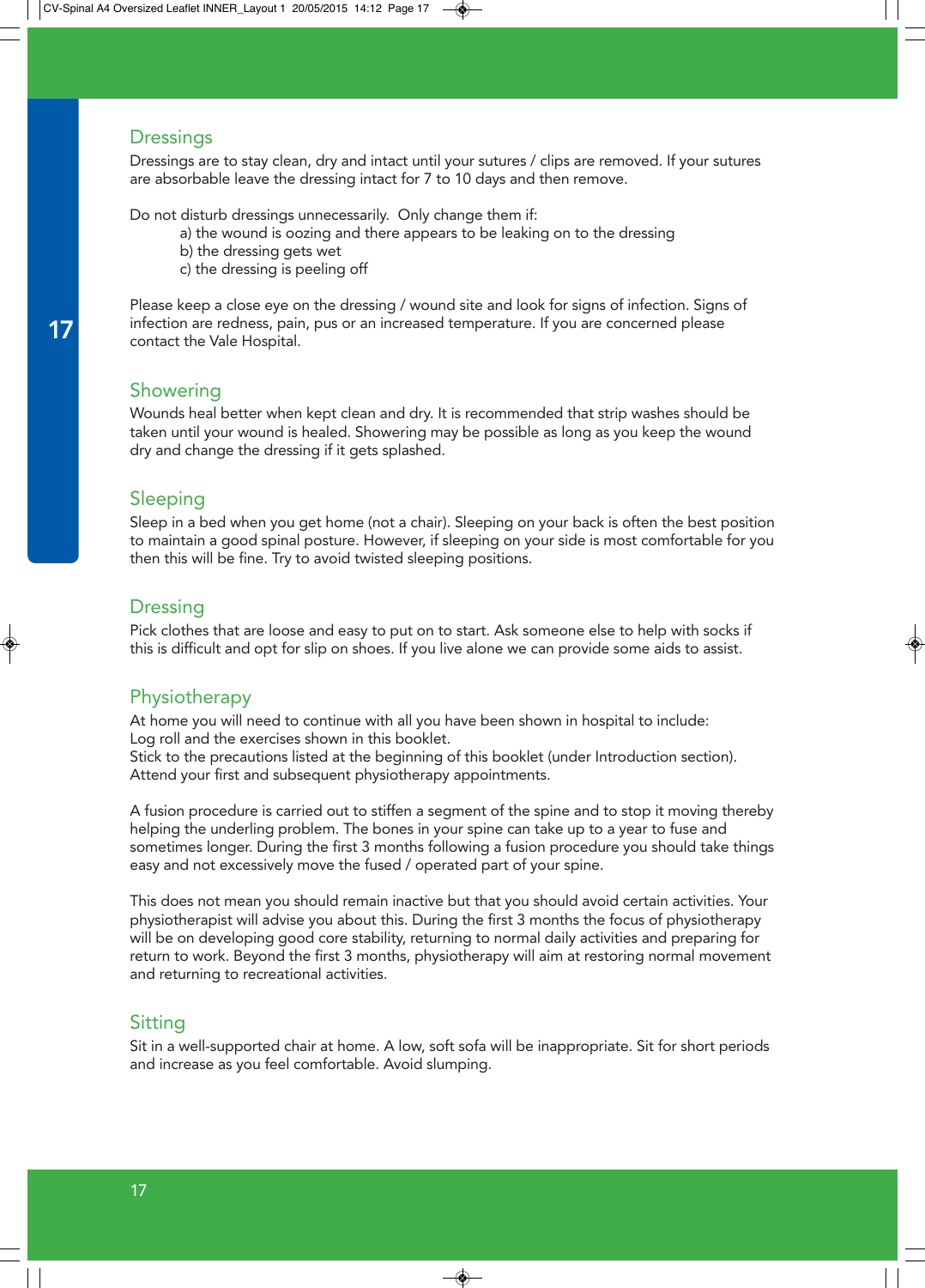## Dressings

Dressings are to stay clean, dry and intact until your sutures / clips are removed. If your sutures are absorbable leave the dressing intact for 7 to 10 days and then remove.

Do not disturb dressings unnecessarily. Only change them if:

a) the wound is oozing and there appears to be leaking on to the dressing
b) the dressing gets wet
c) the dressing is peeling off

Please keep a close eye on the dressing / wound site and look for signs of infection. Signs of infection are redness, pain, pus or an increased temperature. If you are concerned please contact the Vale Hospital.

## Showering

Wounds heal better when kept clean and dry. It is recommended that strip washes should be taken until your wound is healed. Showering may be possible as long as you keep the wound dry and change the dressing if it gets splashed.

## Sleeping

Sleep in a bed when you get home (not a chair). Sleeping on your back is often the best position to maintain a good spinal posture. However, if sleeping on your side is most comfortable for you then this will be fine. Try to avoid twisted sleeping positions.

## Dressing

Pick clothes that are loose and easy to put on to start. Ask someone else to help with socks if this is difficult and opt for slip on shoes. If you live alone we can provide some aids to assist.

## Physiotherapy

At home you will need to continue with all you have been shown in hospital to include:
Log roll and the exercises shown in this booklet.
Stick to the precautions listed at the beginning of this booklet (under Introduction section).
Attend your first and subsequent physiotherapy appointments.

A fusion procedure is carried out to stiffen a segment of the spine and to stop it moving thereby helping the underling problem. The bones in your spine can take up to a year to fuse and sometimes longer. During the first 3 months following a fusion procedure you should take things easy and not excessively move the fused / operated part of your spine.

This does not mean you should remain inactive but that you should avoid certain activities. Your physiotherapist will advise you about this. During the first 3 months the focus of physiotherapy will be on developing good core stability, returning to normal daily activities and preparing for return to work. Beyond the first 3 months, physiotherapy will aim at restoring normal movement and returning to recreational activities.

## Sitting

Sit in a well-supported chair at home. A low, soft sofa will be inappropriate. Sit for short periods and increase as you feel comfortable. Avoid slumping.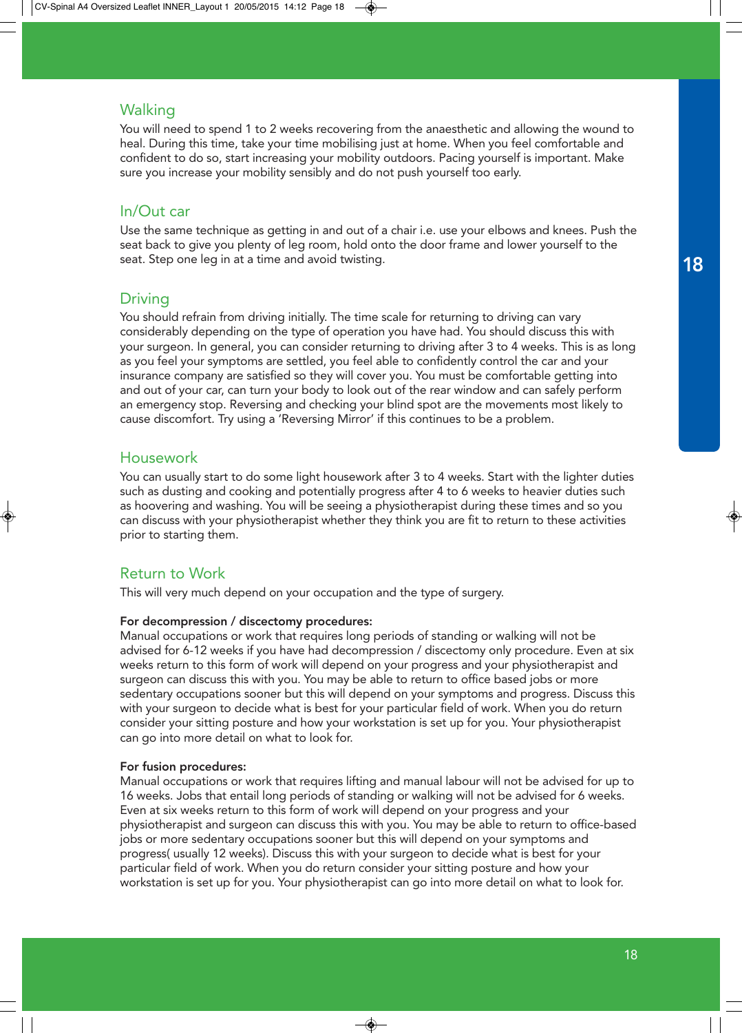## Walking

You will need to spend 1 to 2 weeks recovering from the anaesthetic and allowing the wound to heal. During this time, take your time mobilising just at home. When you feel comfortable and confident to do so, start increasing your mobility outdoors. Pacing yourself is important. Make sure you increase your mobility sensibly and do not push yourself too early.

## In/Out car

Use the same technique as getting in and out of a chair i.e. use your elbows and knees. Push the seat back to give you plenty of leg room, hold onto the door frame and lower yourself to the seat. Step one leg in at a time and avoid twisting.

## Driving

You should refrain from driving initially. The time scale for returning to driving can vary considerably depending on the type of operation you have had. You should discuss this with your surgeon. In general, you can consider returning to driving after 3 to 4 weeks. This is as long as you feel your symptoms are settled, you feel able to confidently control the car and your insurance company are satisfied so they will cover you. You must be comfortable getting into and out of your car, can turn your body to look out of the rear window and can safely perform an emergency stop. Reversing and checking your blind spot are the movements most likely to cause discomfort. Try using a 'Reversing Mirror' if this continues to be a problem.

## Housework

You can usually start to do some light housework after 3 to 4 weeks. Start with the lighter duties such as dusting and cooking and potentially progress after 4 to 6 weeks to heavier duties such as hoovering and washing. You will be seeing a physiotherapist during these times and so you can discuss with your physiotherapist whether they think you are fit to return to these activities prior to starting them.

## Return to Work

This will very much depend on your occupation and the type of surgery.

**For decompression / discectomy procedures:**
Manual occupations or work that requires long periods of standing or walking will not be advised for 6-12 weeks if you have had decompression / discectomy only procedure. Even at six weeks return to this form of work will depend on your progress and your physiotherapist and surgeon can discuss this with you. You may be able to return to office based jobs or more sedentary occupations sooner but this will depend on your symptoms and progress. Discuss this with your surgeon to decide what is best for your particular field of work. When you do return consider your sitting posture and how your workstation is set up for you. Your physiotherapist can go into more detail on what to look for.

**For fusion procedures:**
Manual occupations or work that requires lifting and manual labour will not be advised for up to 16 weeks. Jobs that entail long periods of standing or walking will not be advised for 6 weeks. Even at six weeks return to this form of work will depend on your progress and your physiotherapist and surgeon can discuss this with you. You may be able to return to office-based jobs or more sedentary occupations sooner but this will depend on your symptoms and progress( usually 12 weeks). Discuss this with your surgeon to decide what is best for your particular field of work. When you do return consider your sitting posture and how your workstation is set up for you. Your physiotherapist can go into more detail on what to look for.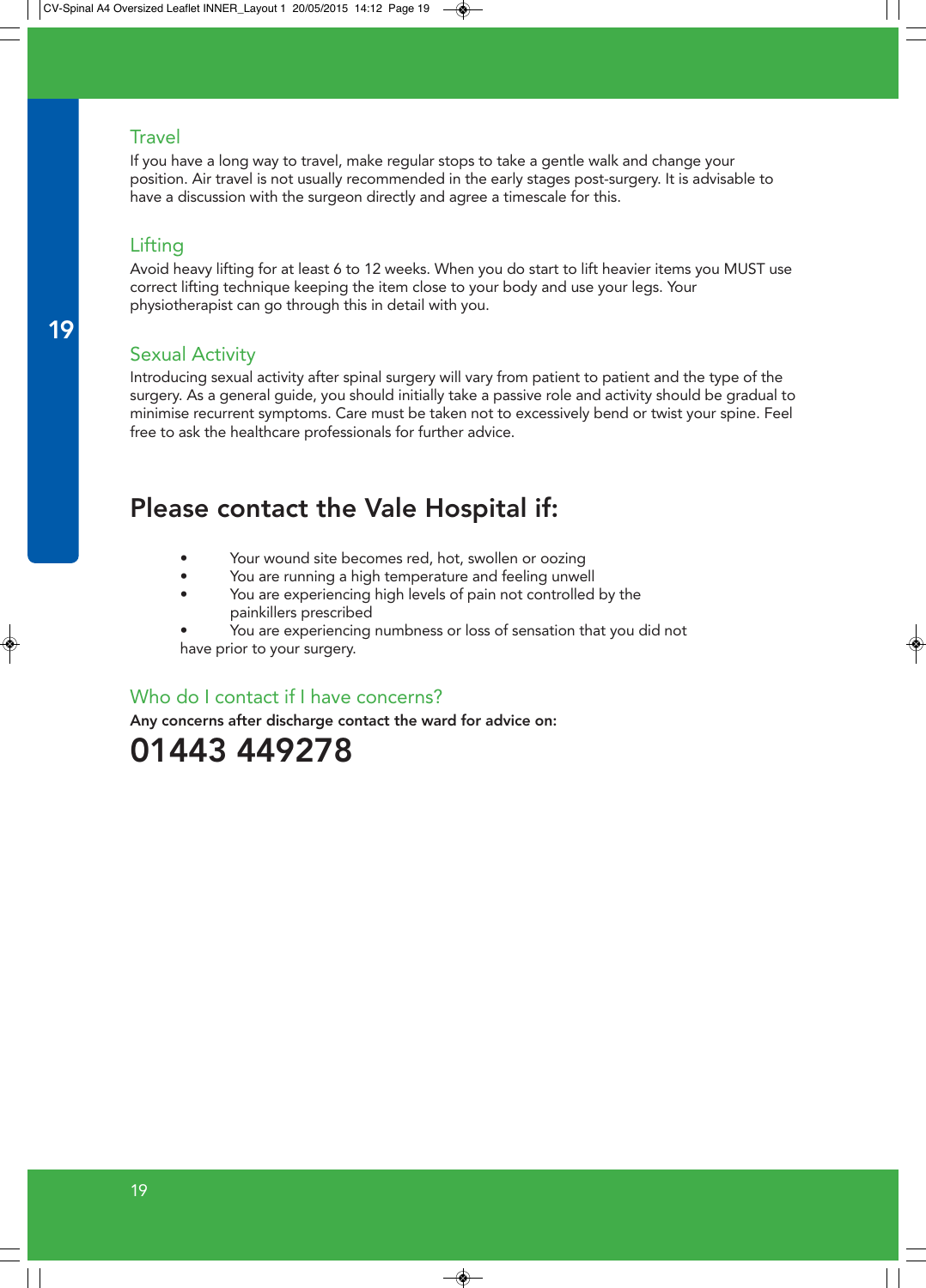## Travel

If you have a long way to travel, make regular stops to take a gentle walk and change your position. Air travel is not usually recommended in the early stages post-surgery. It is advisable to have a discussion with the surgeon directly and agree a timescale for this.

## Lifting

Avoid heavy lifting for at least 6 to 12 weeks. When you do start to lift heavier items you MUST use correct lifting technique keeping the item close to your body and use your legs. Your physiotherapist can go through this in detail with you.

## Sexual Activity

Introducing sexual activity after spinal surgery will vary from patient to patient and the type of the surgery. As a general guide, you should initially take a passive role and activity should be gradual to minimise recurrent symptoms. Care must be taken not to excessively bend or twist your spine. Feel free to ask the healthcare professionals for further advice.

# Please contact the Vale Hospital if:

- Your wound site becomes red, hot, swollen or oozing
- You are running a high temperature and feeling unwell
- You are experiencing high levels of pain not controlled by the painkillers prescribed
- You are experiencing numbness or loss of sensation that you did not have prior to your surgery.

## Who do I contact if I have concerns?

**Any concerns after discharge contact the ward for advice on:**

# 01443 449278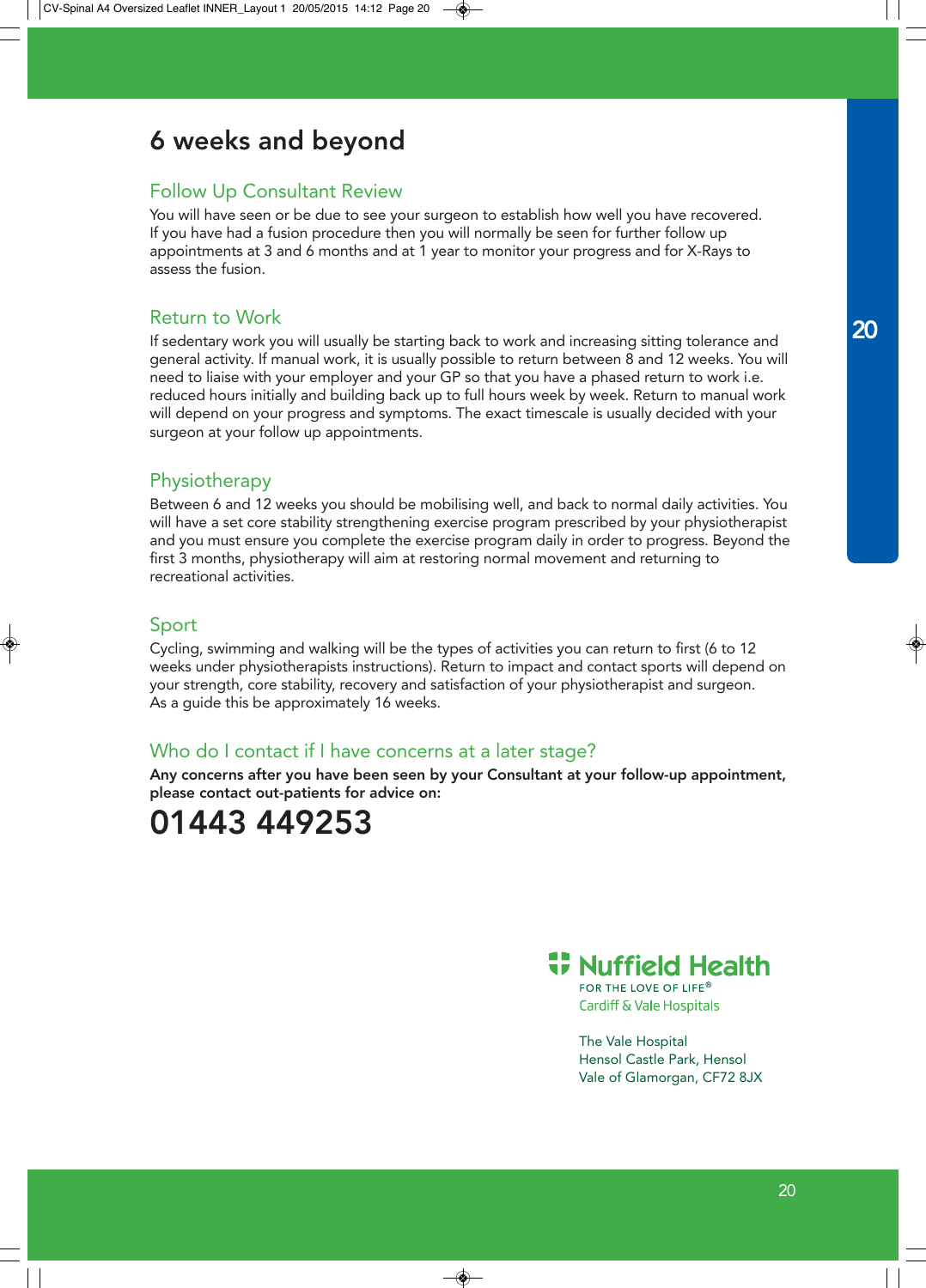# 6 weeks and beyond

## Follow Up Consultant Review

You will have seen or be due to see your surgeon to establish how well you have recovered. If you have had a fusion procedure then you will normally be seen for further follow up appointments at 3 and 6 months and at 1 year to monitor your progress and for X-Rays to assess the fusion.

## Return to Work

If sedentary work you will usually be starting back to work and increasing sitting tolerance and general activity. If manual work, it is usually possible to return between 8 and 12 weeks. You will need to liaise with your employer and your GP so that you have a phased return to work i.e. reduced hours initially and building back up to full hours week by week. Return to manual work will depend on your progress and symptoms. The exact timescale is usually decided with your surgeon at your follow up appointments.

## Physiotherapy

Between 6 and 12 weeks you should be mobilising well, and back to normal daily activities. You will have a set core stability strengthening exercise program prescribed by your physiotherapist and you must ensure you complete the exercise program daily in order to progress. Beyond the first 3 months, physiotherapy will aim at restoring normal movement and returning to recreational activities.

## Sport

Cycling, swimming and walking will be the types of activities you can return to first (6 to 12 weeks under physiotherapists instructions). Return to impact and contact sports will depend on your strength, core stability, recovery and satisfaction of your physiotherapist and surgeon. As a guide this be approximately 16 weeks.

## Who do I contact if I have concerns at a later stage?

**Any concerns after you have been seen by your Consultant at your follow-up appointment, please contact out-patients for advice on:**

# 01443 449253

Nuffield Health
FOR THE LOVE OF LIFE®
Cardiff & Vale Hospitals

The Vale Hospital
Hensol Castle Park, Hensol
Vale of Glamorgan, CF72 8JX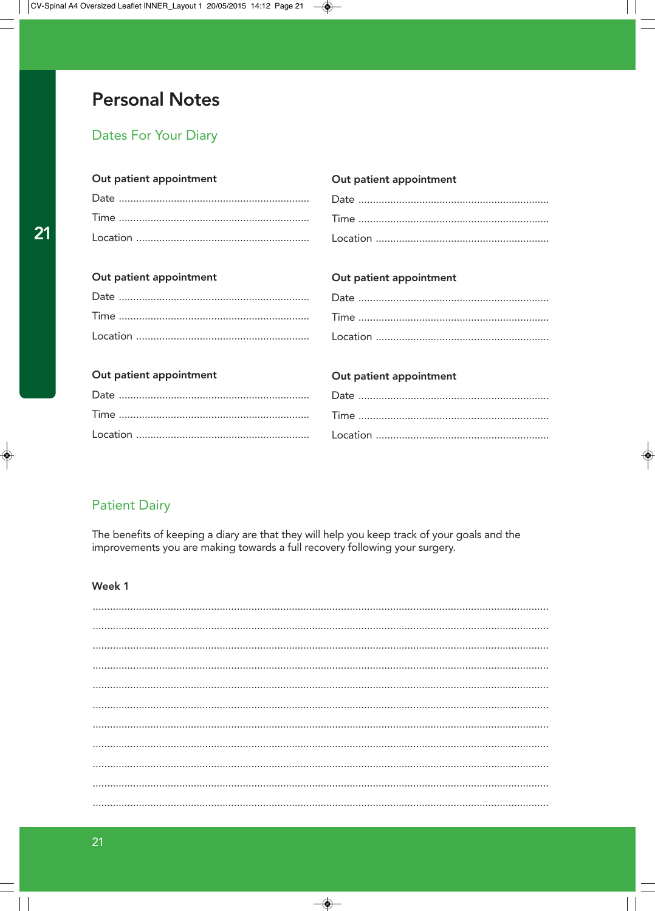# Personal Notes

## Dates For Your Diary

**Out patient appointment**

Date ..................................................................

Time ..................................................................

Location ............................................................

**Out patient appointment**

Date ..................................................................

Time ..................................................................

Location ............................................................

**Out patient appointment**

Date ..................................................................

Time ..................................................................

Location ............................................................

**Out patient appointment**

Date ..................................................................

Time ..................................................................

Location ............................................................

**Out patient appointment**

Date ..................................................................

Time ..................................................................

Location ............................................................

**Out patient appointment**

Date ..................................................................

Time ..................................................................

Location ............................................................

## Patient Dairy

The benefits of keeping a diary are that they will help you keep track of your goals and the improvements you are making towards a full recovery following your surgery.

**Week 1**

..........................................................................................................................................................

..........................................................................................................................................................

..........................................................................................................................................................

..........................................................................................................................................................

..........................................................................................................................................................

..........................................................................................................................................................

..........................................................................................................................................................

..........................................................................................................................................................

..........................................................................................................................................................

..........................................................................................................................................................

..........................................................................................................................................................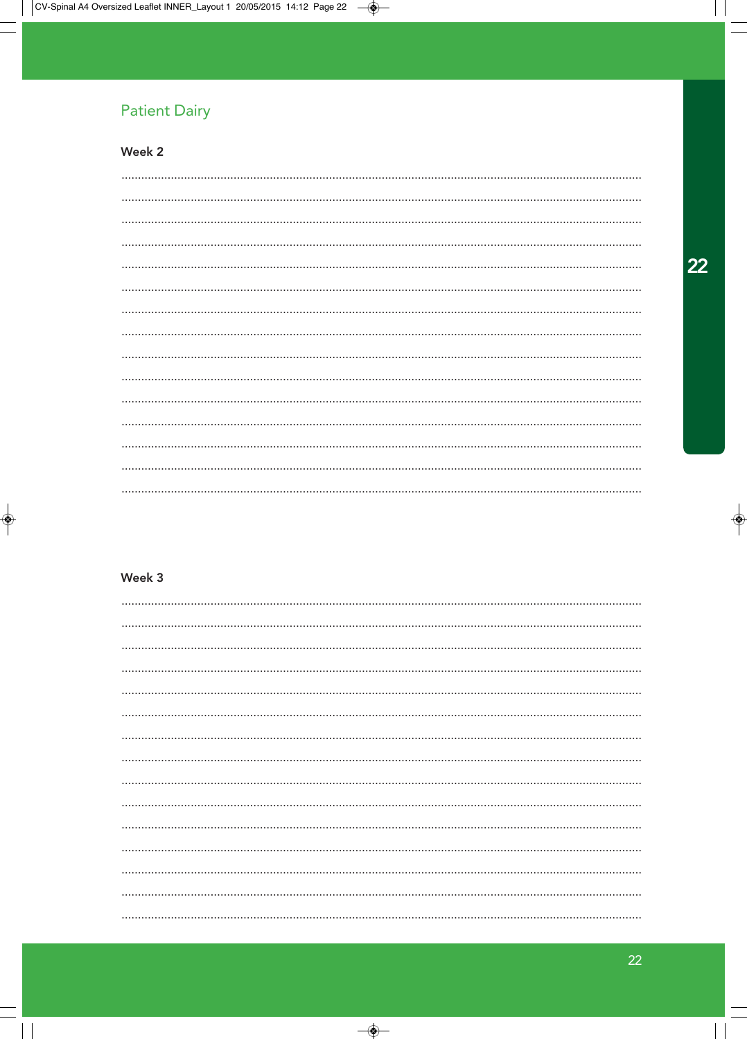## Patient Dairy

### Week 2

..........................................................................................................................................................
..........................................................................................................................................................
..........................................................................................................................................................
..........................................................................................................................................................
..........................................................................................................................................................
..........................................................................................................................................................
..........................................................................................................................................................
..........................................................................................................................................................
..........................................................................................................................................................
..........................................................................................................................................................
..........................................................................................................................................................
..........................................................................................................................................................
..........................................................................................................................................................
..........................................................................................................................................................
..........................................................................................................................................................

### Week 3

..........................................................................................................................................................
..........................................................................................................................................................
..........................................................................................................................................................
..........................................................................................................................................................
..........................................................................................................................................................
..........................................................................................................................................................
..........................................................................................................................................................
..........................................................................................................................................................
..........................................................................................................................................................
..........................................................................................................................................................
..........................................................................................................................................................
..........................................................................................................................................................
..........................................................................................................................................................
..........................................................................................................................................................
..........................................................................................................................................................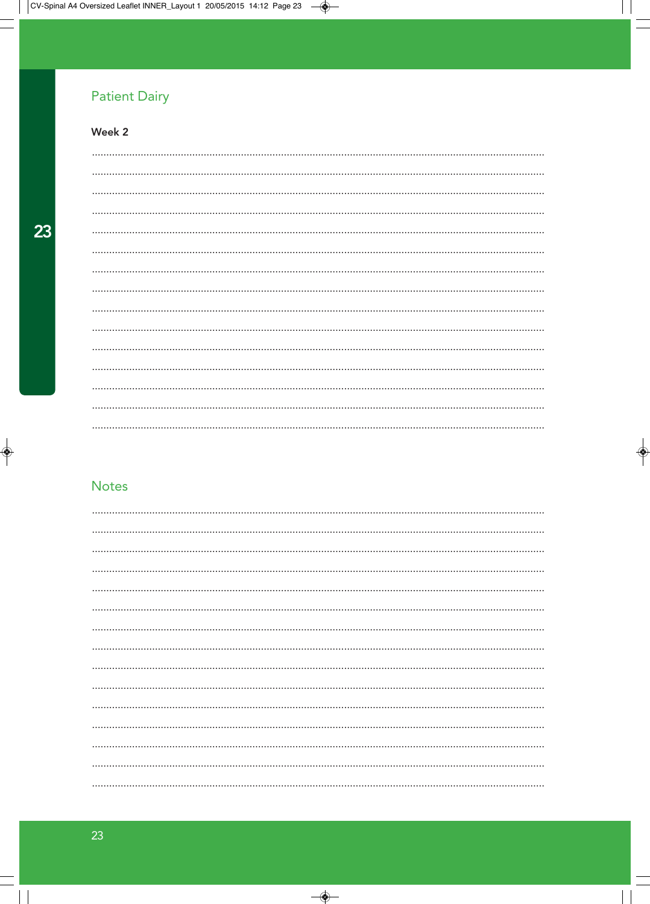## Patient Dairy

**Week 2**

.............................................................................................................................................

.............................................................................................................................................

.............................................................................................................................................

.............................................................................................................................................

.............................................................................................................................................

.............................................................................................................................................

.............................................................................................................................................

.............................................................................................................................................

.............................................................................................................................................

.............................................................................................................................................

.............................................................................................................................................

.............................................................................................................................................

.............................................................................................................................................

.............................................................................................................................................

.............................................................................................................................................

## Notes

.............................................................................................................................................

.............................................................................................................................................

.............................................................................................................................................

.............................................................................................................................................

.............................................................................................................................................

.............................................................................................................................................

.............................................................................................................................................

.............................................................................................................................................

.............................................................................................................................................

.............................................................................................................................................

.............................................................................................................................................

.............................................................................................................................................

.............................................................................................................................................

.............................................................................................................................................

.............................................................................................................................................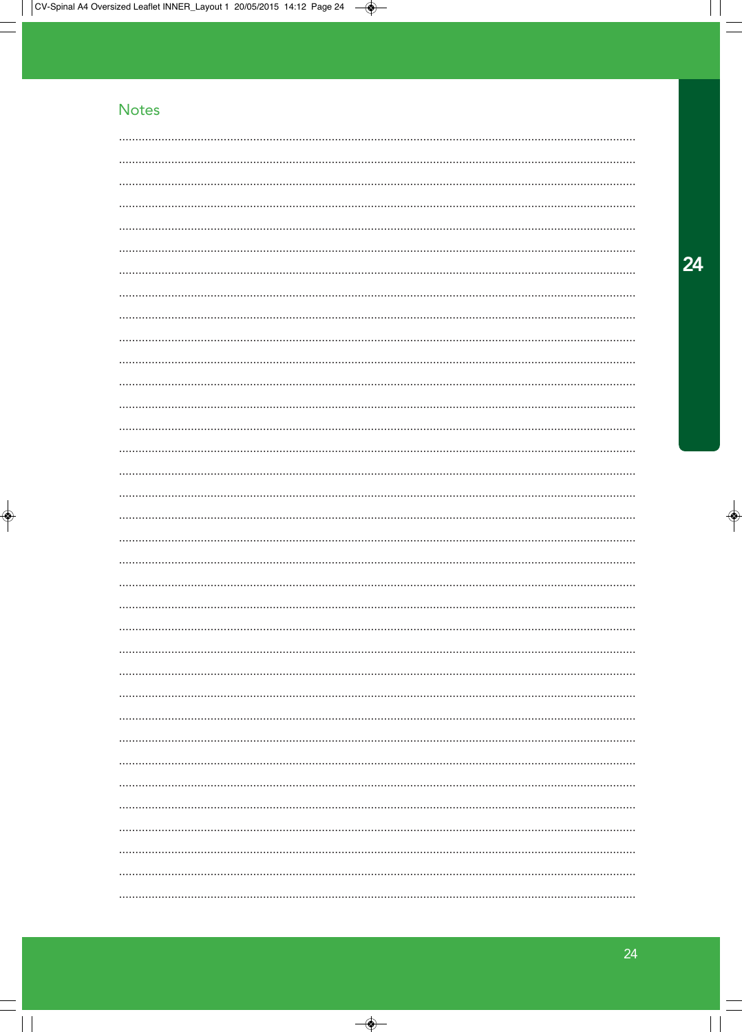## Notes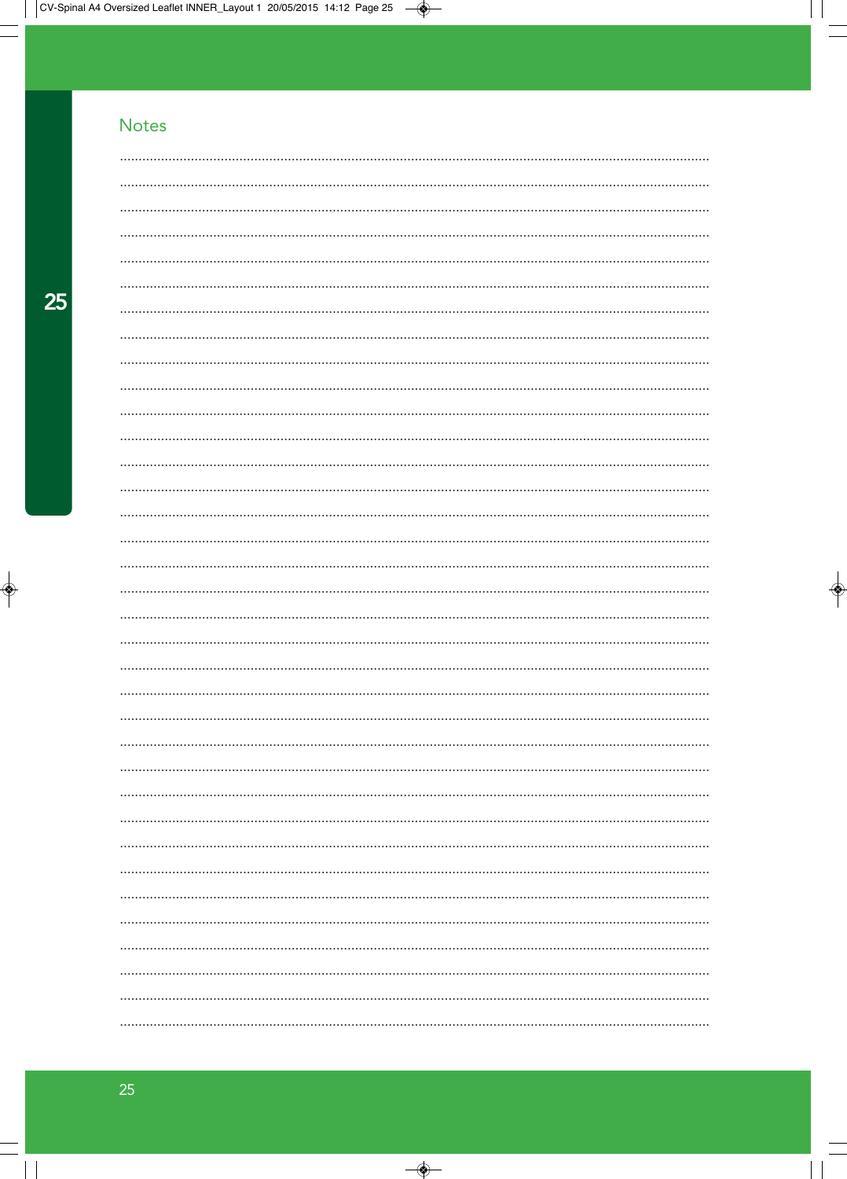## Notes